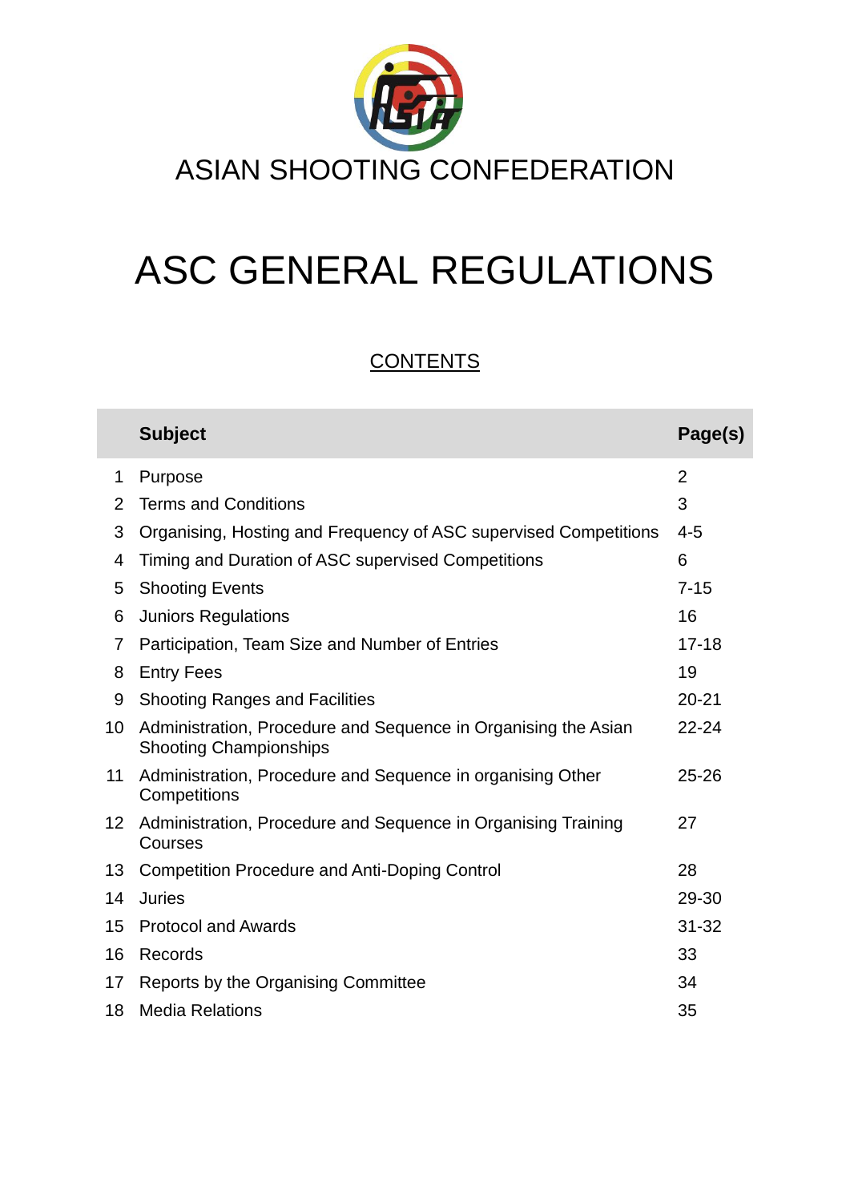ASIAN SHOOTING CONFEDERATION

# ASC GENERAL REGULATIONS

## CONTENTS

| | Subject | Page(s) |
|---|---|---|
| 1 | Purpose | 2 |
| 2 | Terms and Conditions | 3 |
| 3 | Organising, Hosting and Frequency of ASC supervised Competitions | 4-5 |
| 4 | Timing and Duration of ASC supervised Competitions | 6 |
| 5 | Shooting Events | 7-15 |
| 6 | Juniors Regulations | 16 |
| 7 | Participation, Team Size and Number of Entries | 17-18 |
| 8 | Entry Fees | 19 |
| 9 | Shooting Ranges and Facilities | 20-21 |
| 10 | Administration, Procedure and Sequence in Organising the Asian Shooting Championships | 22-24 |
| 11 | Administration, Procedure and Sequence in organising Other Competitions | 25-26 |
| 12 | Administration, Procedure and Sequence in Organising Training Courses | 27 |
| 13 | Competition Procedure and Anti-Doping Control | 28 |
| 14 | Juries | 29-30 |
| 15 | Protocol and Awards | 31-32 |
| 16 | Records | 33 |
| 17 | Reports by the Organising Committee | 34 |
| 18 | Media Relations | 35 |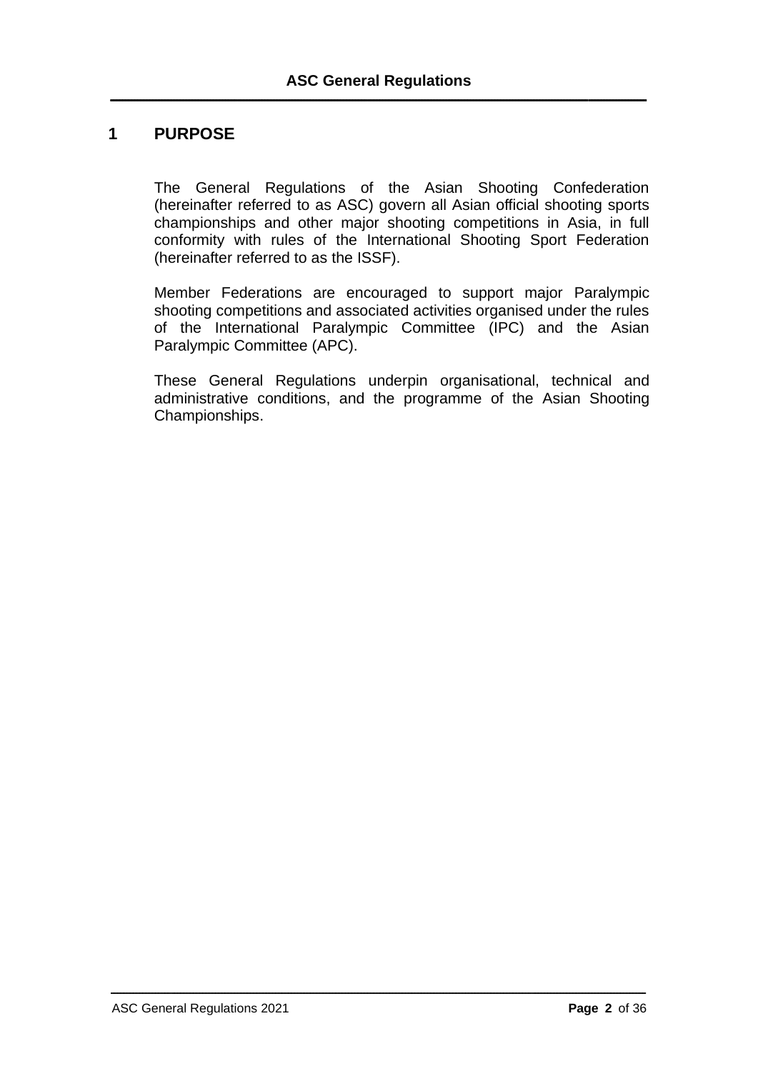# 1 PURPOSE

The General Regulations of the Asian Shooting Confederation (hereinafter referred to as ASC) govern all Asian official shooting sports championships and other major shooting competitions in Asia, in full conformity with rules of the International Shooting Sport Federation (hereinafter referred to as the ISSF).

Member Federations are encouraged to support major Paralympic shooting competitions and associated activities organised under the rules of the International Paralympic Committee (IPC) and the Asian Paralympic Committee (APC).

These General Regulations underpin organisational, technical and administrative conditions, and the programme of the Asian Shooting Championships.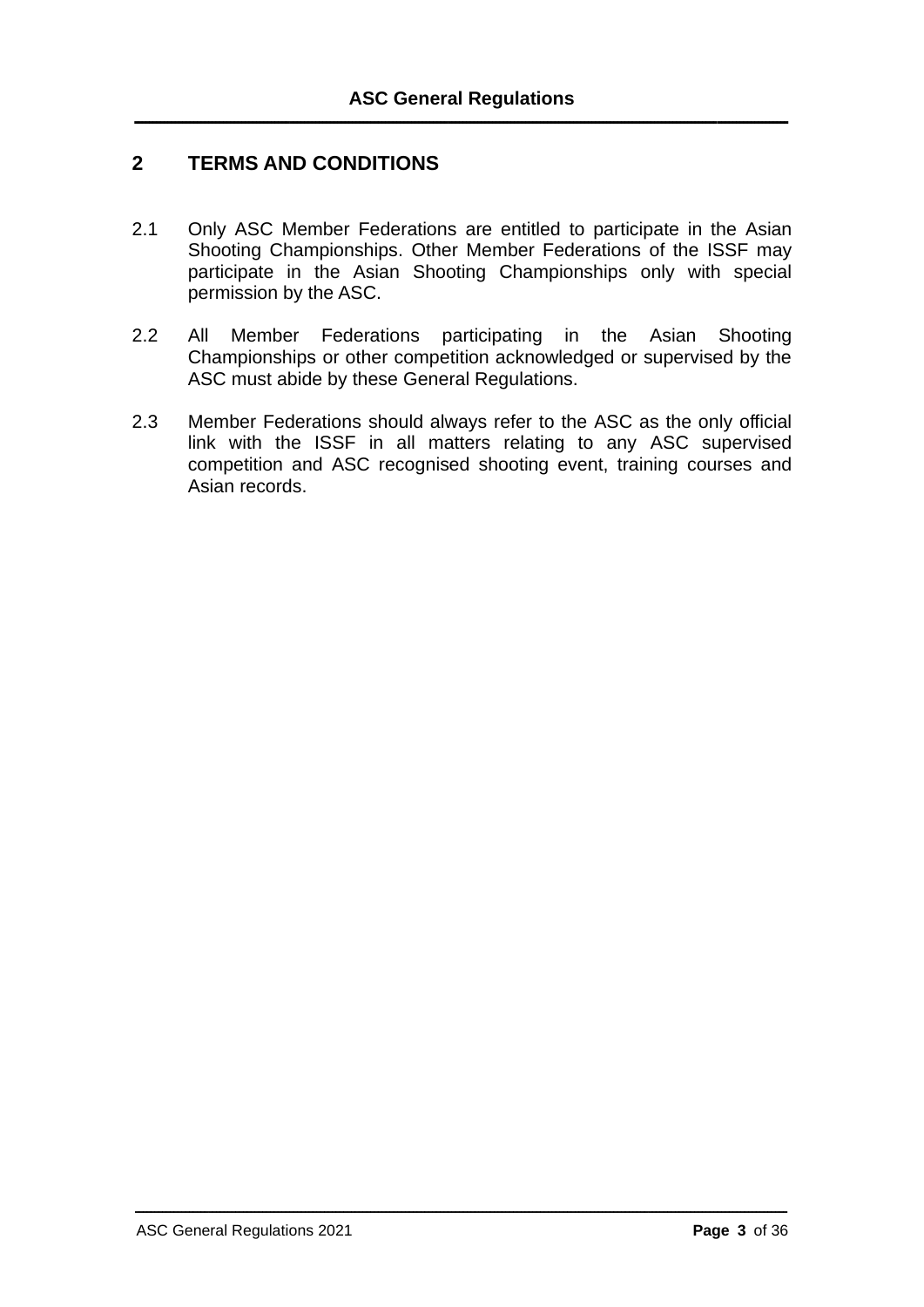## 2 TERMS AND CONDITIONS

2.1 Only ASC Member Federations are entitled to participate in the Asian Shooting Championships. Other Member Federations of the ISSF may participate in the Asian Shooting Championships only with special permission by the ASC.

2.2 All Member Federations participating in the Asian Shooting Championships or other competition acknowledged or supervised by the ASC must abide by these General Regulations.

2.3 Member Federations should always refer to the ASC as the only official link with the ISSF in all matters relating to any ASC supervised competition and ASC recognised shooting event, training courses and Asian records.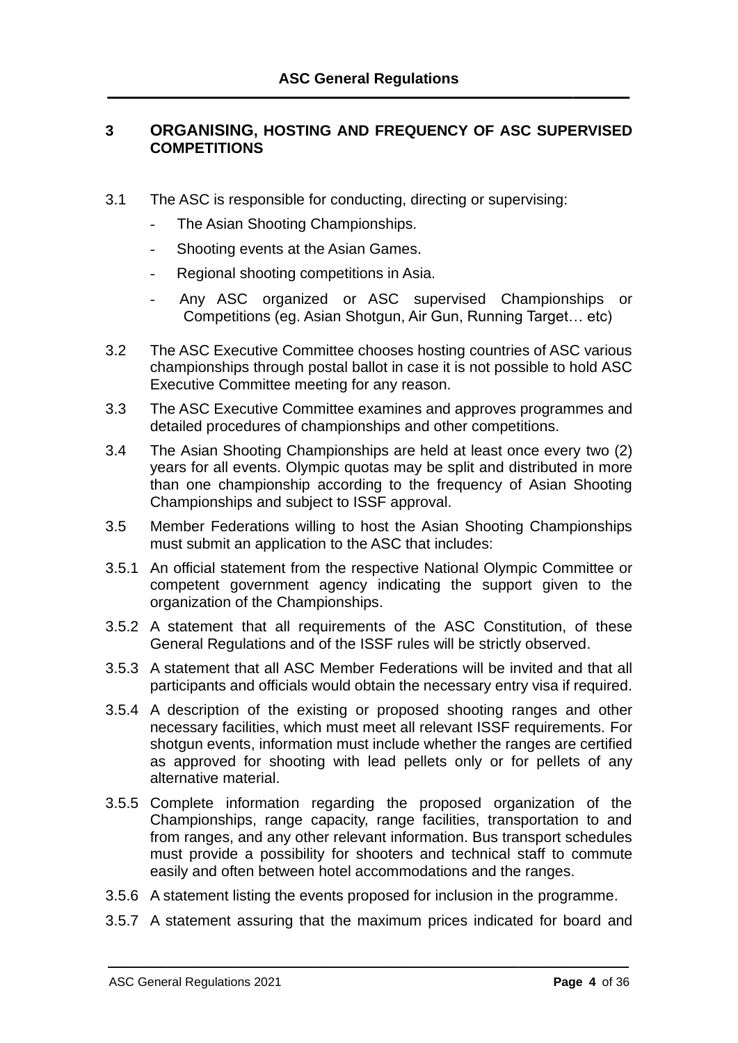## 3 ORGANISING, HOSTING AND FREQUENCY OF ASC SUPERVISED COMPETITIONS

3.1 The ASC is responsible for conducting, directing or supervising:

- The Asian Shooting Championships.
- Shooting events at the Asian Games.
- Regional shooting competitions in Asia.
- Any ASC organized or ASC supervised Championships or Competitions (eg. Asian Shotgun, Air Gun, Running Target… etc)

3.2 The ASC Executive Committee chooses hosting countries of ASC various championships through postal ballot in case it is not possible to hold ASC Executive Committee meeting for any reason.

3.3 The ASC Executive Committee examines and approves programmes and detailed procedures of championships and other competitions.

3.4 The Asian Shooting Championships are held at least once every two (2) years for all events. Olympic quotas may be split and distributed in more than one championship according to the frequency of Asian Shooting Championships and subject to ISSF approval.

3.5 Member Federations willing to host the Asian Shooting Championships must submit an application to the ASC that includes:

3.5.1 An official statement from the respective National Olympic Committee or competent government agency indicating the support given to the organization of the Championships.

3.5.2 A statement that all requirements of the ASC Constitution, of these General Regulations and of the ISSF rules will be strictly observed.

3.5.3 A statement that all ASC Member Federations will be invited and that all participants and officials would obtain the necessary entry visa if required.

3.5.4 A description of the existing or proposed shooting ranges and other necessary facilities, which must meet all relevant ISSF requirements. For shotgun events, information must include whether the ranges are certified as approved for shooting with lead pellets only or for pellets of any alternative material.

3.5.5 Complete information regarding the proposed organization of the Championships, range capacity, range facilities, transportation to and from ranges, and any other relevant information. Bus transport schedules must provide a possibility for shooters and technical staff to commute easily and often between hotel accommodations and the ranges.

3.5.6 A statement listing the events proposed for inclusion in the programme.

3.5.7 A statement assuring that the maximum prices indicated for board and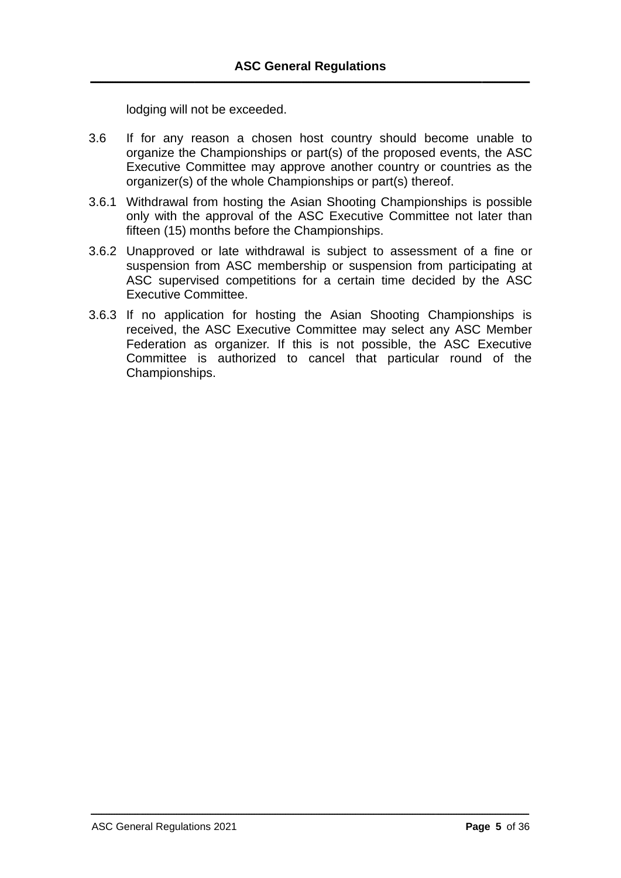lodging will not be exceeded.

3.6 If for any reason a chosen host country should become unable to organize the Championships or part(s) of the proposed events, the ASC Executive Committee may approve another country or countries as the organizer(s) of the whole Championships or part(s) thereof.

3.6.1 Withdrawal from hosting the Asian Shooting Championships is possible only with the approval of the ASC Executive Committee not later than fifteen (15) months before the Championships.

3.6.2 Unapproved or late withdrawal is subject to assessment of a fine or suspension from ASC membership or suspension from participating at ASC supervised competitions for a certain time decided by the ASC Executive Committee.

3.6.3 If no application for hosting the Asian Shooting Championships is received, the ASC Executive Committee may select any ASC Member Federation as organizer. If this is not possible, the ASC Executive Committee is authorized to cancel that particular round of the Championships.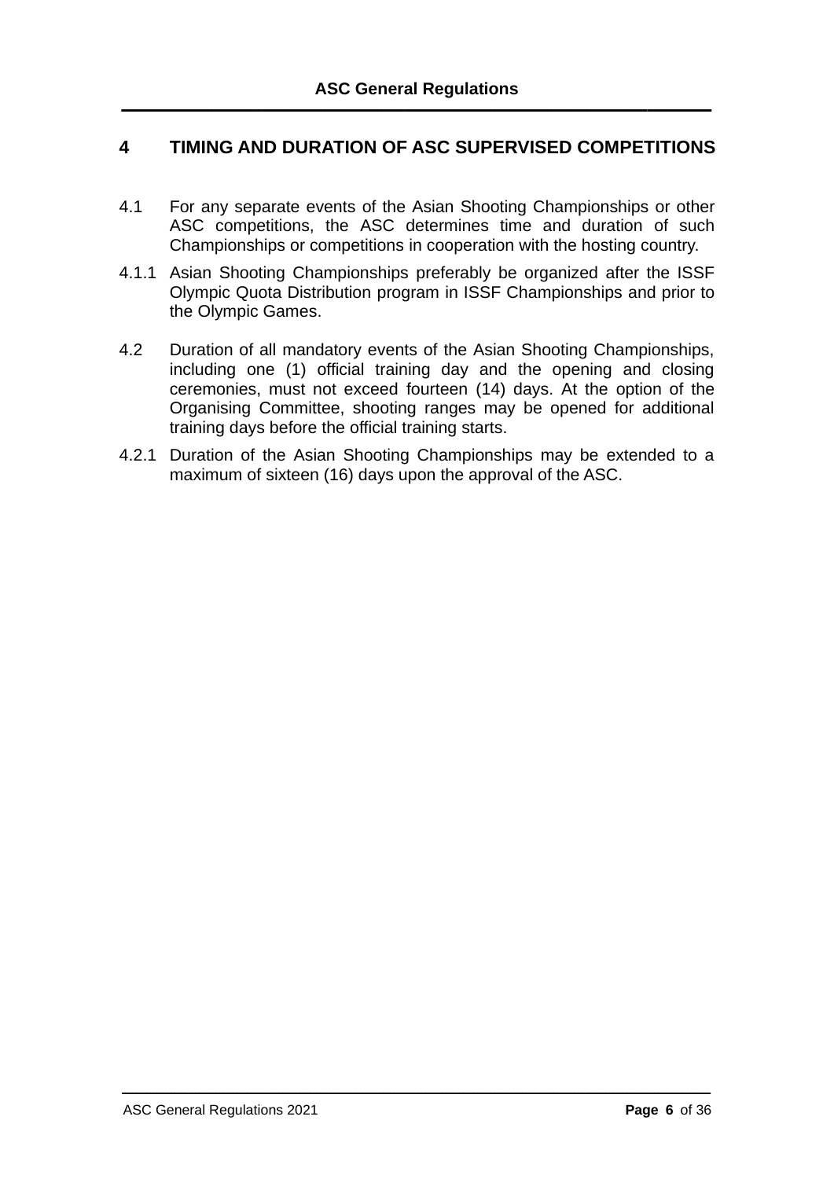## 4 TIMING AND DURATION OF ASC SUPERVISED COMPETITIONS

4.1 For any separate events of the Asian Shooting Championships or other ASC competitions, the ASC determines time and duration of such Championships or competitions in cooperation with the hosting country.

4.1.1 Asian Shooting Championships preferably be organized after the ISSF Olympic Quota Distribution program in ISSF Championships and prior to the Olympic Games.

4.2 Duration of all mandatory events of the Asian Shooting Championships, including one (1) official training day and the opening and closing ceremonies, must not exceed fourteen (14) days. At the option of the Organising Committee, shooting ranges may be opened for additional training days before the official training starts.

4.2.1 Duration of the Asian Shooting Championships may be extended to a maximum of sixteen (16) days upon the approval of the ASC.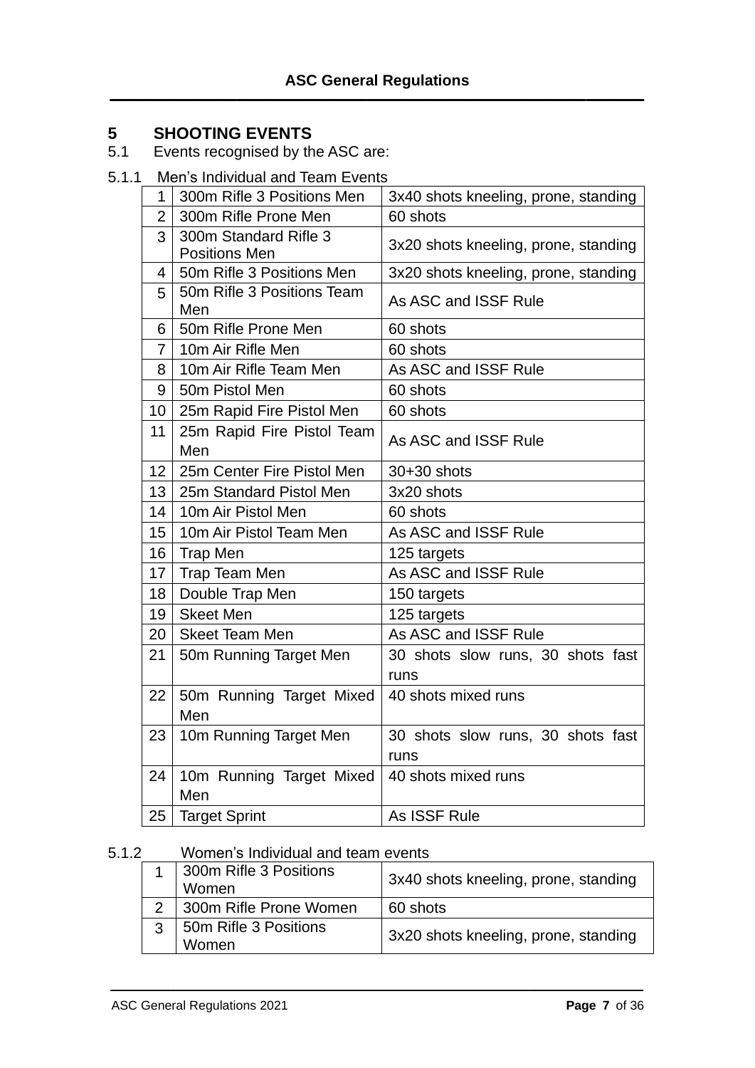## 5 SHOOTING EVENTS

5.1 Events recognised by the ASC are:

5.1.1 Men's Individual and Team Events

| | | |
|---|---|---|
| 1 | 300m Rifle 3 Positions Men | 3x40 shots kneeling, prone, standing |
| 2 | 300m Rifle Prone Men | 60 shots |
| 3 | 300m Standard Rifle 3 Positions Men | 3x20 shots kneeling, prone, standing |
| 4 | 50m Rifle 3 Positions Men | 3x20 shots kneeling, prone, standing |
| 5 | 50m Rifle 3 Positions Team Men | As ASC and ISSF Rule |
| 6 | 50m Rifle Prone Men | 60 shots |
| 7 | 10m Air Rifle Men | 60 shots |
| 8 | 10m Air Rifle Team Men | As ASC and ISSF Rule |
| 9 | 50m Pistol Men | 60 shots |
| 10 | 25m Rapid Fire Pistol Men | 60 shots |
| 11 | 25m Rapid Fire Pistol Team Men | As ASC and ISSF Rule |
| 12 | 25m Center Fire Pistol Men | 30+30 shots |
| 13 | 25m Standard Pistol Men | 3x20 shots |
| 14 | 10m Air Pistol Men | 60 shots |
| 15 | 10m Air Pistol Team Men | As ASC and ISSF Rule |
| 16 | Trap Men | 125 targets |
| 17 | Trap Team Men | As ASC and ISSF Rule |
| 18 | Double Trap Men | 150 targets |
| 19 | Skeet Men | 125 targets |
| 20 | Skeet Team Men | As ASC and ISSF Rule |
| 21 | 50m Running Target Men | 30 shots slow runs, 30 shots fast runs |
| 22 | 50m Running Target Mixed Men | 40 shots mixed runs |
| 23 | 10m Running Target Men | 30 shots slow runs, 30 shots fast runs |
| 24 | 10m Running Target Mixed Men | 40 shots mixed runs |
| 25 | Target Sprint | As ISSF Rule |

5.1.2 Women's Individual and team events

| | | |
|---|---|---|
| 1 | 300m Rifle 3 Positions Women | 3x40 shots kneeling, prone, standing |
| 2 | 300m Rifle Prone Women | 60 shots |
| 3 | 50m Rifle 3 Positions Women | 3x20 shots kneeling, prone, standing |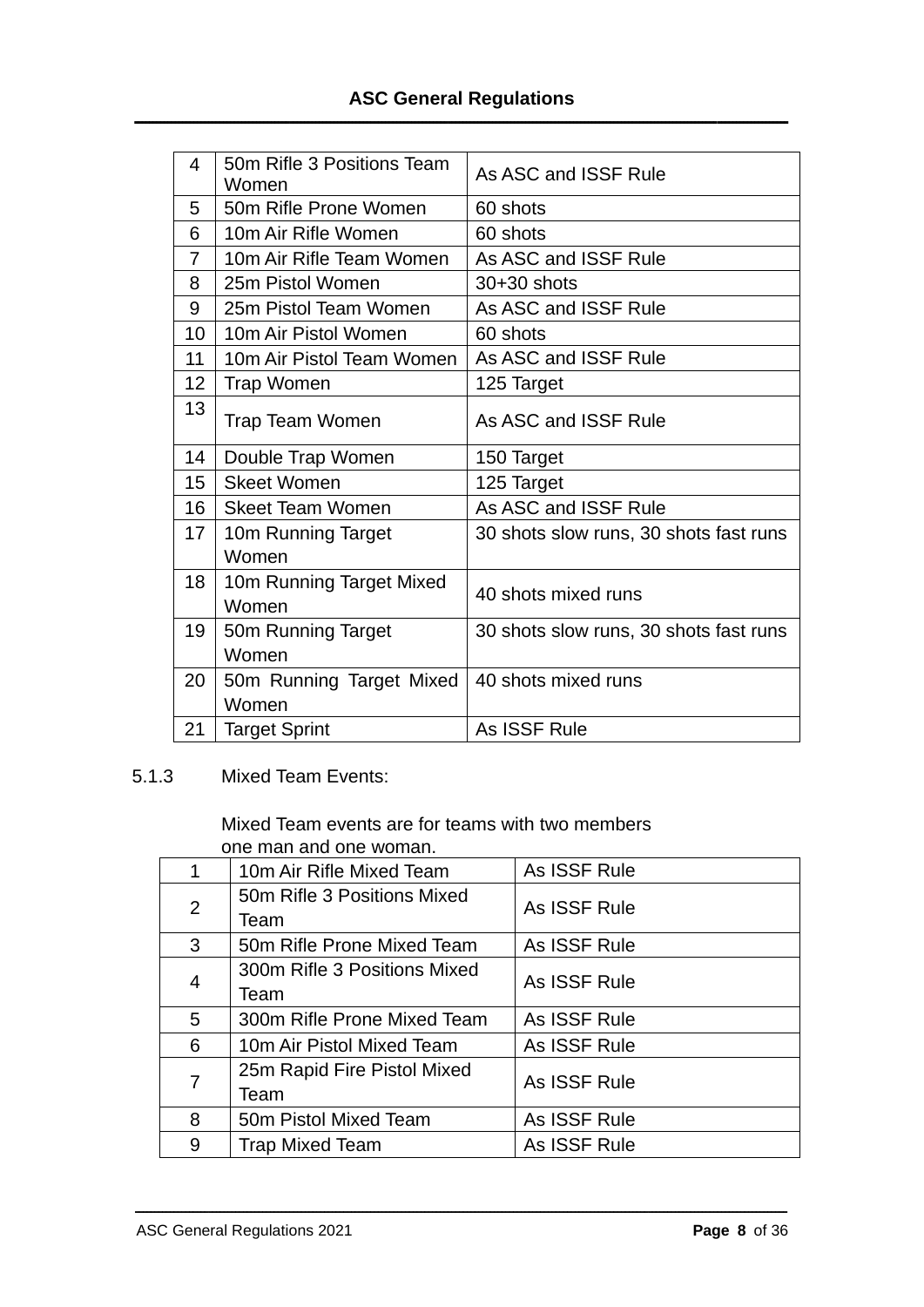| 4 | 50m Rifle 3 Positions Team Women | As ASC and ISSF Rule |
|---|---|---|
| 5 | 50m Rifle Prone Women | 60 shots |
| 6 | 10m Air Rifle Women | 60 shots |
| 7 | 10m Air Rifle Team Women | As ASC and ISSF Rule |
| 8 | 25m Pistol Women | 30+30 shots |
| 9 | 25m Pistol Team Women | As ASC and ISSF Rule |
| 10 | 10m Air Pistol Women | 60 shots |
| 11 | 10m Air Pistol Team Women | As ASC and ISSF Rule |
| 12 | Trap Women | 125 Target |
| 13 | Trap Team Women | As ASC and ISSF Rule |
| 14 | Double Trap Women | 150 Target |
| 15 | Skeet Women | 125 Target |
| 16 | Skeet Team Women | As ASC and ISSF Rule |
| 17 | 10m Running Target Women | 30 shots slow runs, 30 shots fast runs |
| 18 | 10m Running Target Mixed Women | 40 shots mixed runs |
| 19 | 50m Running Target Women | 30 shots slow runs, 30 shots fast runs |
| 20 | 50m Running Target Mixed Women | 40 shots mixed runs |
| 21 | Target Sprint | As ISSF Rule |

5.1.3 Mixed Team Events:

Mixed Team events are for teams with two members one man and one woman.

| 1 | 10m Air Rifle Mixed Team | As ISSF Rule |
|---|---|---|
| 2 | 50m Rifle 3 Positions Mixed Team | As ISSF Rule |
| 3 | 50m Rifle Prone Mixed Team | As ISSF Rule |
| 4 | 300m Rifle 3 Positions Mixed Team | As ISSF Rule |
| 5 | 300m Rifle Prone Mixed Team | As ISSF Rule |
| 6 | 10m Air Pistol Mixed Team | As ISSF Rule |
| 7 | 25m Rapid Fire Pistol Mixed Team | As ISSF Rule |
| 8 | 50m Pistol Mixed Team | As ISSF Rule |
| 9 | Trap Mixed Team | As ISSF Rule |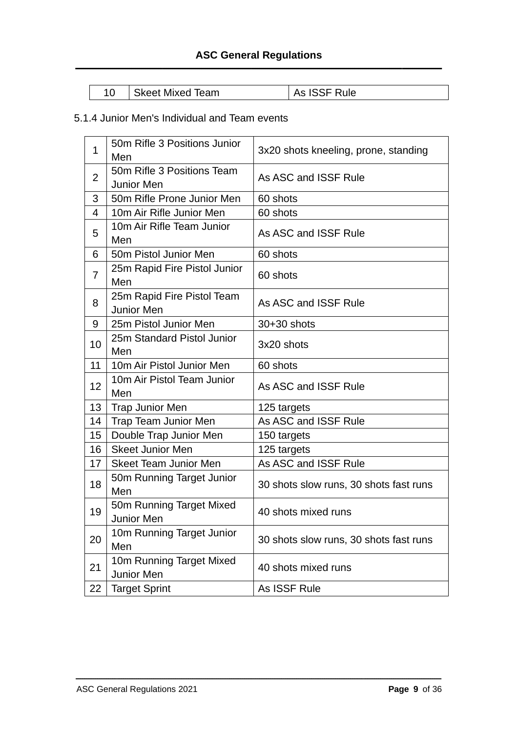| 10 | Skeet Mixed Team | As ISSF Rule |
|---|---|---|

5.1.4 Junior Men's Individual and Team events

| 1 | 50m Rifle 3 Positions Junior Men | 3x20 shots kneeling, prone, standing |
|---|---|---|
| 2 | 50m Rifle 3 Positions Team Junior Men | As ASC and ISSF Rule |
| 3 | 50m Rifle Prone Junior Men | 60 shots |
| 4 | 10m Air Rifle Junior Men | 60 shots |
| 5 | 10m Air Rifle Team Junior Men | As ASC and ISSF Rule |
| 6 | 50m Pistol Junior Men | 60 shots |
| 7 | 25m Rapid Fire Pistol Junior Men | 60 shots |
| 8 | 25m Rapid Fire Pistol Team Junior Men | As ASC and ISSF Rule |
| 9 | 25m Pistol Junior Men | 30+30 shots |
| 10 | 25m Standard Pistol Junior Men | 3x20 shots |
| 11 | 10m Air Pistol Junior Men | 60 shots |
| 12 | 10m Air Pistol Team Junior Men | As ASC and ISSF Rule |
| 13 | Trap Junior Men | 125 targets |
| 14 | Trap Team Junior Men | As ASC and ISSF Rule |
| 15 | Double Trap Junior Men | 150 targets |
| 16 | Skeet Junior Men | 125 targets |
| 17 | Skeet Team Junior Men | As ASC and ISSF Rule |
| 18 | 50m Running Target Junior Men | 30 shots slow runs, 30 shots fast runs |
| 19 | 50m Running Target Mixed Junior Men | 40 shots mixed runs |
| 20 | 10m Running Target Junior Men | 30 shots slow runs, 30 shots fast runs |
| 21 | 10m Running Target Mixed Junior Men | 40 shots mixed runs |
| 22 | Target Sprint | As ISSF Rule |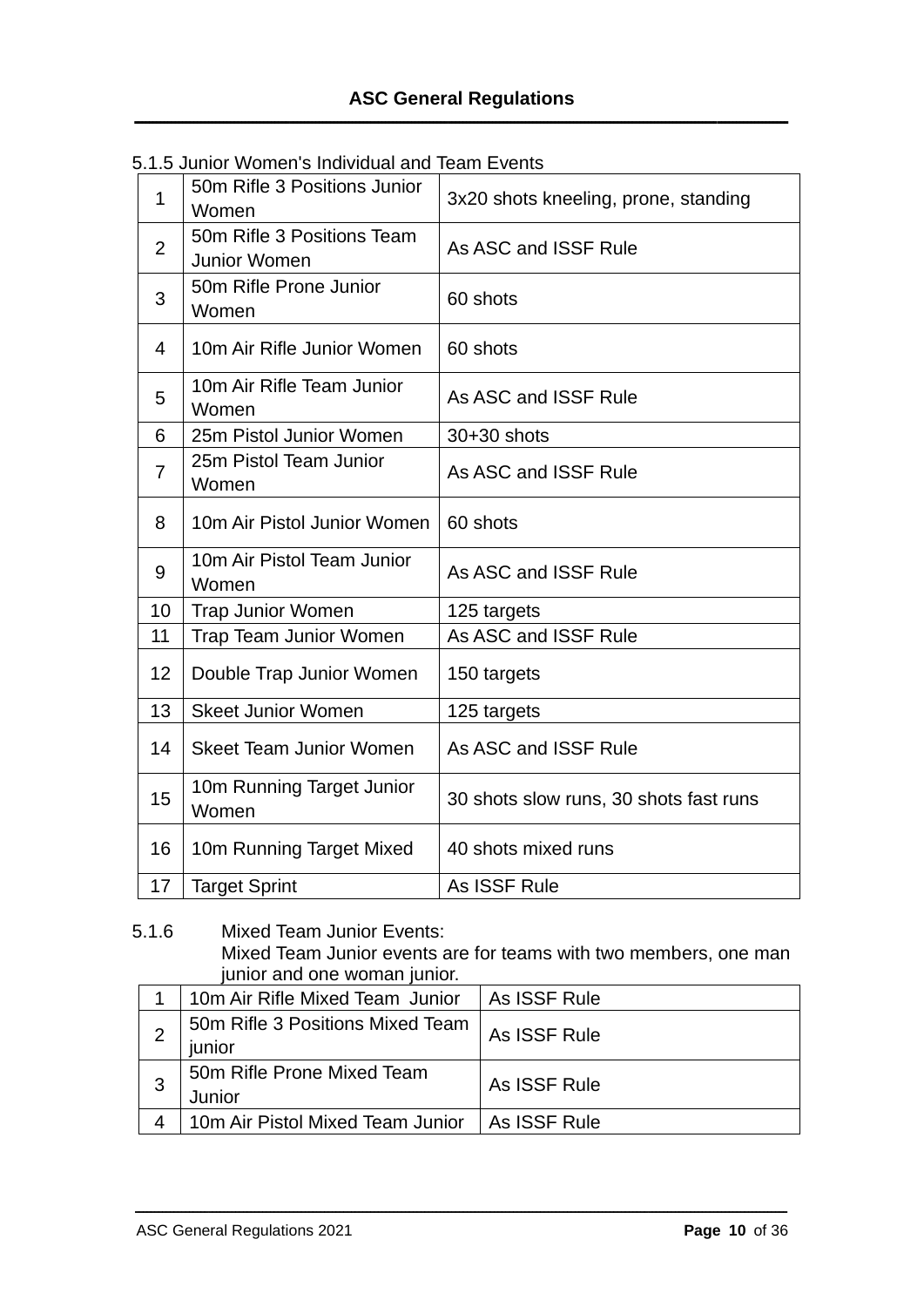5.1.5 Junior Women's Individual and Team Events

| | | |
|---|---|---|
| 1 | 50m Rifle 3 Positions Junior Women | 3x20 shots kneeling, prone, standing |
| 2 | 50m Rifle 3 Positions Team Junior Women | As ASC and ISSF Rule |
| 3 | 50m Rifle Prone Junior Women | 60 shots |
| 4 | 10m Air Rifle Junior Women | 60 shots |
| 5 | 10m Air Rifle Team Junior Women | As ASC and ISSF Rule |
| 6 | 25m Pistol Junior Women | 30+30 shots |
| 7 | 25m Pistol Team Junior Women | As ASC and ISSF Rule |
| 8 | 10m Air Pistol Junior Women | 60 shots |
| 9 | 10m Air Pistol Team Junior Women | As ASC and ISSF Rule |
| 10 | Trap Junior Women | 125 targets |
| 11 | Trap Team Junior Women | As ASC and ISSF Rule |
| 12 | Double Trap Junior Women | 150 targets |
| 13 | Skeet Junior Women | 125 targets |
| 14 | Skeet Team Junior Women | As ASC and ISSF Rule |
| 15 | 10m Running Target Junior Women | 30 shots slow runs, 30 shots fast runs |
| 16 | 10m Running Target Mixed | 40 shots mixed runs |
| 17 | Target Sprint | As ISSF Rule |

5.1.6 Mixed Team Junior Events:
Mixed Team Junior events are for teams with two members, one man junior and one woman junior.

| | | |
|---|---|---|
| 1 | 10m Air Rifle Mixed Team Junior | As ISSF Rule |
| 2 | 50m Rifle 3 Positions Mixed Team junior | As ISSF Rule |
| 3 | 50m Rifle Prone Mixed Team Junior | As ISSF Rule |
| 4 | 10m Air Pistol Mixed Team Junior | As ISSF Rule |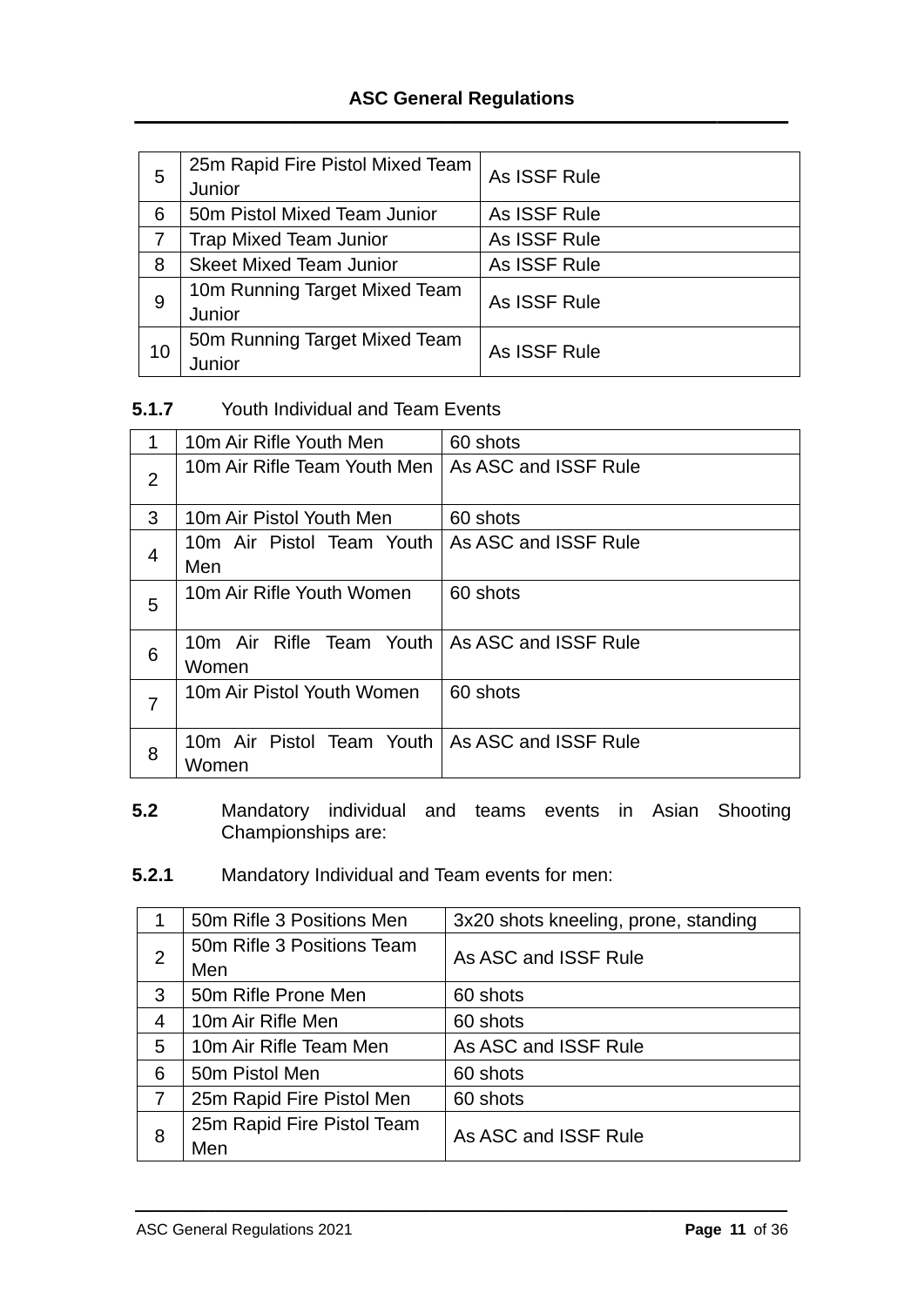| 5 | 25m Rapid Fire Pistol Mixed Team Junior | As ISSF Rule |
|---|---|---|
| 6 | 50m Pistol Mixed Team Junior | As ISSF Rule |
| 7 | Trap Mixed Team Junior | As ISSF Rule |
| 8 | Skeet Mixed Team Junior | As ISSF Rule |
| 9 | 10m Running Target Mixed Team Junior | As ISSF Rule |
| 10 | 50m Running Target Mixed Team Junior | As ISSF Rule |

**5.1.7** Youth Individual and Team Events

| 1 | 10m Air Rifle Youth Men | 60 shots |
|---|---|---|
| 2 | 10m Air Rifle Team Youth Men | As ASC and ISSF Rule |
| 3 | 10m Air Pistol Youth Men | 60 shots |
| 4 | 10m Air Pistol Team Youth Men | As ASC and ISSF Rule |
| 5 | 10m Air Rifle Youth Women | 60 shots |
| 6 | 10m Air Rifle Team Youth Women | As ASC and ISSF Rule |
| 7 | 10m Air Pistol Youth Women | 60 shots |
| 8 | 10m Air Pistol Team Youth Women | As ASC and ISSF Rule |

**5.2** Mandatory individual and teams events in Asian Shooting Championships are:

**5.2.1** Mandatory Individual and Team events for men:

| 1 | 50m Rifle 3 Positions Men | 3x20 shots kneeling, prone, standing |
|---|---|---|
| 2 | 50m Rifle 3 Positions Team Men | As ASC and ISSF Rule |
| 3 | 50m Rifle Prone Men | 60 shots |
| 4 | 10m Air Rifle Men | 60 shots |
| 5 | 10m Air Rifle Team Men | As ASC and ISSF Rule |
| 6 | 50m Pistol Men | 60 shots |
| 7 | 25m Rapid Fire Pistol Men | 60 shots |
| 8 | 25m Rapid Fire Pistol Team Men | As ASC and ISSF Rule |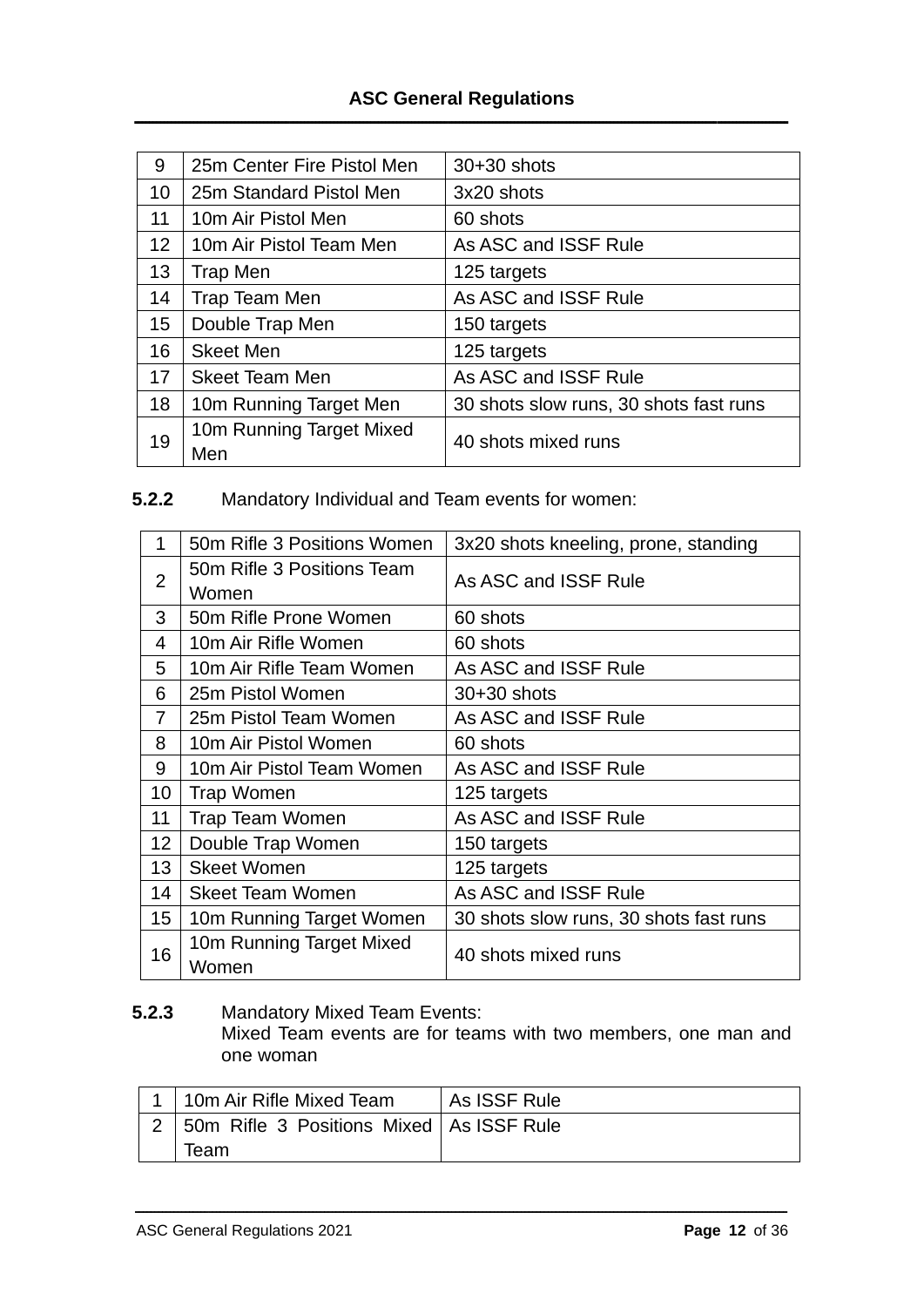| 9 | 25m Center Fire Pistol Men | 30+30 shots |
|---|---|---|
| 10 | 25m Standard Pistol Men | 3x20 shots |
| 11 | 10m Air Pistol Men | 60 shots |
| 12 | 10m Air Pistol Team Men | As ASC and ISSF Rule |
| 13 | Trap Men | 125 targets |
| 14 | Trap Team Men | As ASC and ISSF Rule |
| 15 | Double Trap Men | 150 targets |
| 16 | Skeet Men | 125 targets |
| 17 | Skeet Team Men | As ASC and ISSF Rule |
| 18 | 10m Running Target Men | 30 shots slow runs, 30 shots fast runs |
| 19 | 10m Running Target Mixed Men | 40 shots mixed runs |

**5.2.2** Mandatory Individual and Team events for women:

| 1 | 50m Rifle 3 Positions Women | 3x20 shots kneeling, prone, standing |
|---|---|---|
| 2 | 50m Rifle 3 Positions Team Women | As ASC and ISSF Rule |
| 3 | 50m Rifle Prone Women | 60 shots |
| 4 | 10m Air Rifle Women | 60 shots |
| 5 | 10m Air Rifle Team Women | As ASC and ISSF Rule |
| 6 | 25m Pistol Women | 30+30 shots |
| 7 | 25m Pistol Team Women | As ASC and ISSF Rule |
| 8 | 10m Air Pistol Women | 60 shots |
| 9 | 10m Air Pistol Team Women | As ASC and ISSF Rule |
| 10 | Trap Women | 125 targets |
| 11 | Trap Team Women | As ASC and ISSF Rule |
| 12 | Double Trap Women | 150 targets |
| 13 | Skeet Women | 125 targets |
| 14 | Skeet Team Women | As ASC and ISSF Rule |
| 15 | 10m Running Target Women | 30 shots slow runs, 30 shots fast runs |
| 16 | 10m Running Target Mixed Women | 40 shots mixed runs |

**5.2.3** Mandatory Mixed Team Events:
Mixed Team events are for teams with two members, one man and one woman

| 1 | 10m Air Rifle Mixed Team | As ISSF Rule |
|---|---|---|
| 2 | 50m Rifle 3 Positions Mixed Team | As ISSF Rule |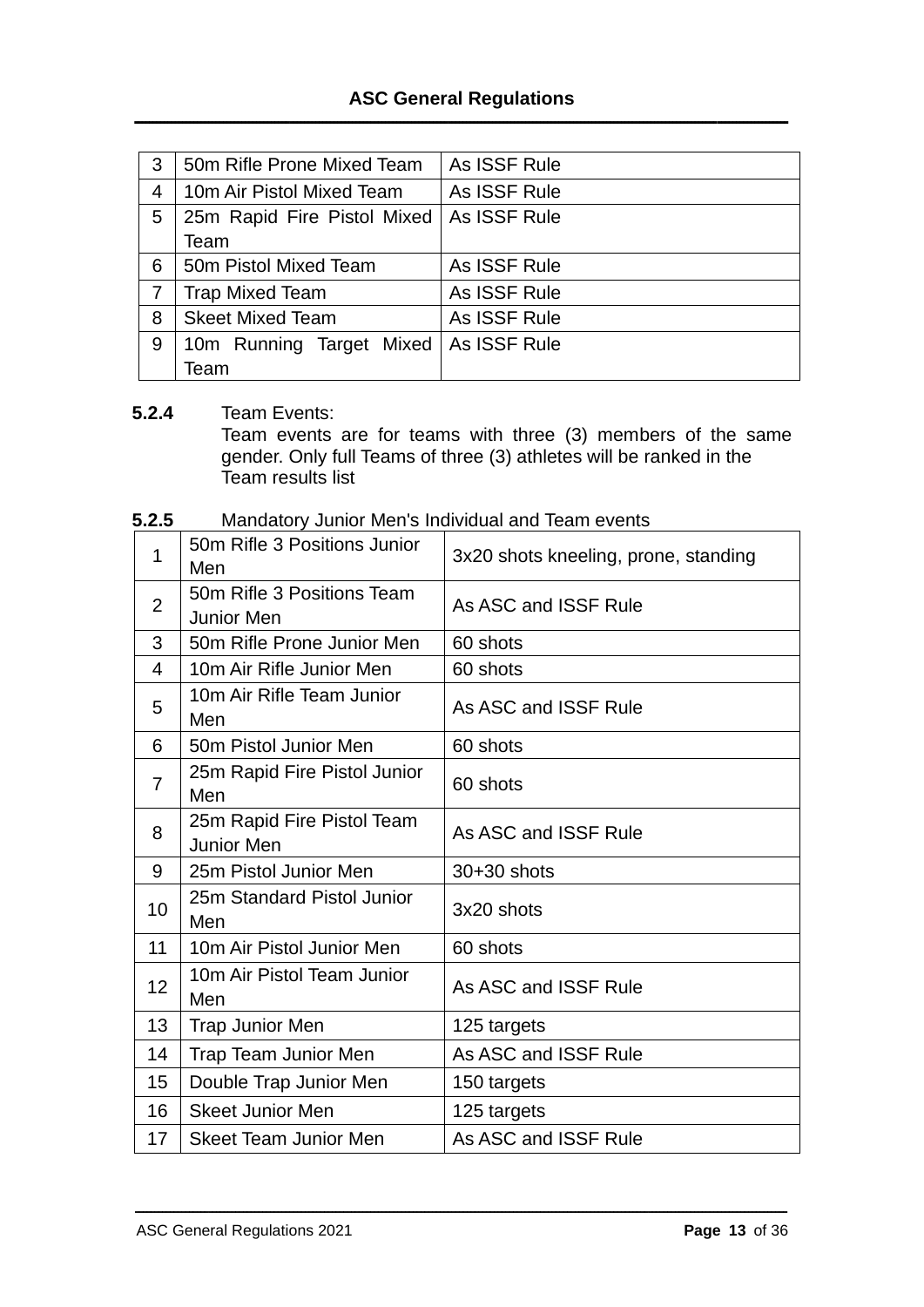| 3 | 50m Rifle Prone Mixed Team | As ISSF Rule |
|---|---|---|
| 4 | 10m Air Pistol Mixed Team | As ISSF Rule |
| 5 | 25m Rapid Fire Pistol Mixed Team | As ISSF Rule |
| 6 | 50m Pistol Mixed Team | As ISSF Rule |
| 7 | Trap Mixed Team | As ISSF Rule |
| 8 | Skeet Mixed Team | As ISSF Rule |
| 9 | 10m Running Target Mixed Team | As ISSF Rule |

**5.2.4** Team Events:
Team events are for teams with three (3) members of the same gender. Only full Teams of three (3) athletes will be ranked in the Team results list

**5.2.5** Mandatory Junior Men's Individual and Team events

| 1 | 50m Rifle 3 Positions Junior Men | 3x20 shots kneeling, prone, standing |
|---|---|---|
| 2 | 50m Rifle 3 Positions Team Junior Men | As ASC and ISSF Rule |
| 3 | 50m Rifle Prone Junior Men | 60 shots |
| 4 | 10m Air Rifle Junior Men | 60 shots |
| 5 | 10m Air Rifle Team Junior Men | As ASC and ISSF Rule |
| 6 | 50m Pistol Junior Men | 60 shots |
| 7 | 25m Rapid Fire Pistol Junior Men | 60 shots |
| 8 | 25m Rapid Fire Pistol Team Junior Men | As ASC and ISSF Rule |
| 9 | 25m Pistol Junior Men | 30+30 shots |
| 10 | 25m Standard Pistol Junior Men | 3x20 shots |
| 11 | 10m Air Pistol Junior Men | 60 shots |
| 12 | 10m Air Pistol Team Junior Men | As ASC and ISSF Rule |
| 13 | Trap Junior Men | 125 targets |
| 14 | Trap Team Junior Men | As ASC and ISSF Rule |
| 15 | Double Trap Junior Men | 150 targets |
| 16 | Skeet Junior Men | 125 targets |
| 17 | Skeet Team Junior Men | As ASC and ISSF Rule |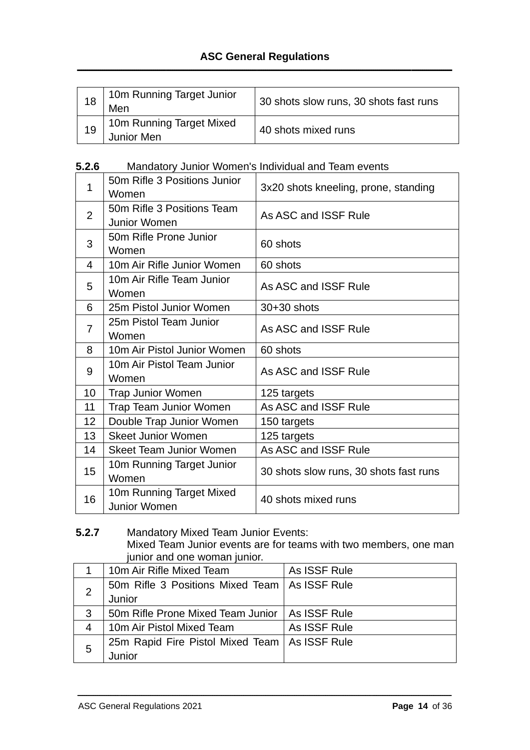| | | |
|---|---|---|
| 18 | 10m Running Target Junior Men | 30 shots slow runs, 30 shots fast runs |
| 19 | 10m Running Target Mixed Junior Men | 40 shots mixed runs |

**5.2.6** Mandatory Junior Women's Individual and Team events

| | | |
|---|---|---|
| 1 | 50m Rifle 3 Positions Junior Women | 3x20 shots kneeling, prone, standing |
| 2 | 50m Rifle 3 Positions Team Junior Women | As ASC and ISSF Rule |
| 3 | 50m Rifle Prone Junior Women | 60 shots |
| 4 | 10m Air Rifle Junior Women | 60 shots |
| 5 | 10m Air Rifle Team Junior Women | As ASC and ISSF Rule |
| 6 | 25m Pistol Junior Women | 30+30 shots |
| 7 | 25m Pistol Team Junior Women | As ASC and ISSF Rule |
| 8 | 10m Air Pistol Junior Women | 60 shots |
| 9 | 10m Air Pistol Team Junior Women | As ASC and ISSF Rule |
| 10 | Trap Junior Women | 125 targets |
| 11 | Trap Team Junior Women | As ASC and ISSF Rule |
| 12 | Double Trap Junior Women | 150 targets |
| 13 | Skeet Junior Women | 125 targets |
| 14 | Skeet Team Junior Women | As ASC and ISSF Rule |
| 15 | 10m Running Target Junior Women | 30 shots slow runs, 30 shots fast runs |
| 16 | 10m Running Target Mixed Junior Women | 40 shots mixed runs |

**5.2.7** Mandatory Mixed Team Junior Events:
Mixed Team Junior events are for teams with two members, one man junior and one woman junior.

| | | |
|---|---|---|
| 1 | 10m Air Rifle Mixed Team | As ISSF Rule |
| 2 | 50m Rifle 3 Positions Mixed Team Junior | As ISSF Rule |
| 3 | 50m Rifle Prone Mixed Team Junior | As ISSF Rule |
| 4 | 10m Air Pistol Mixed Team | As ISSF Rule |
| 5 | 25m Rapid Fire Pistol Mixed Team Junior | As ISSF Rule |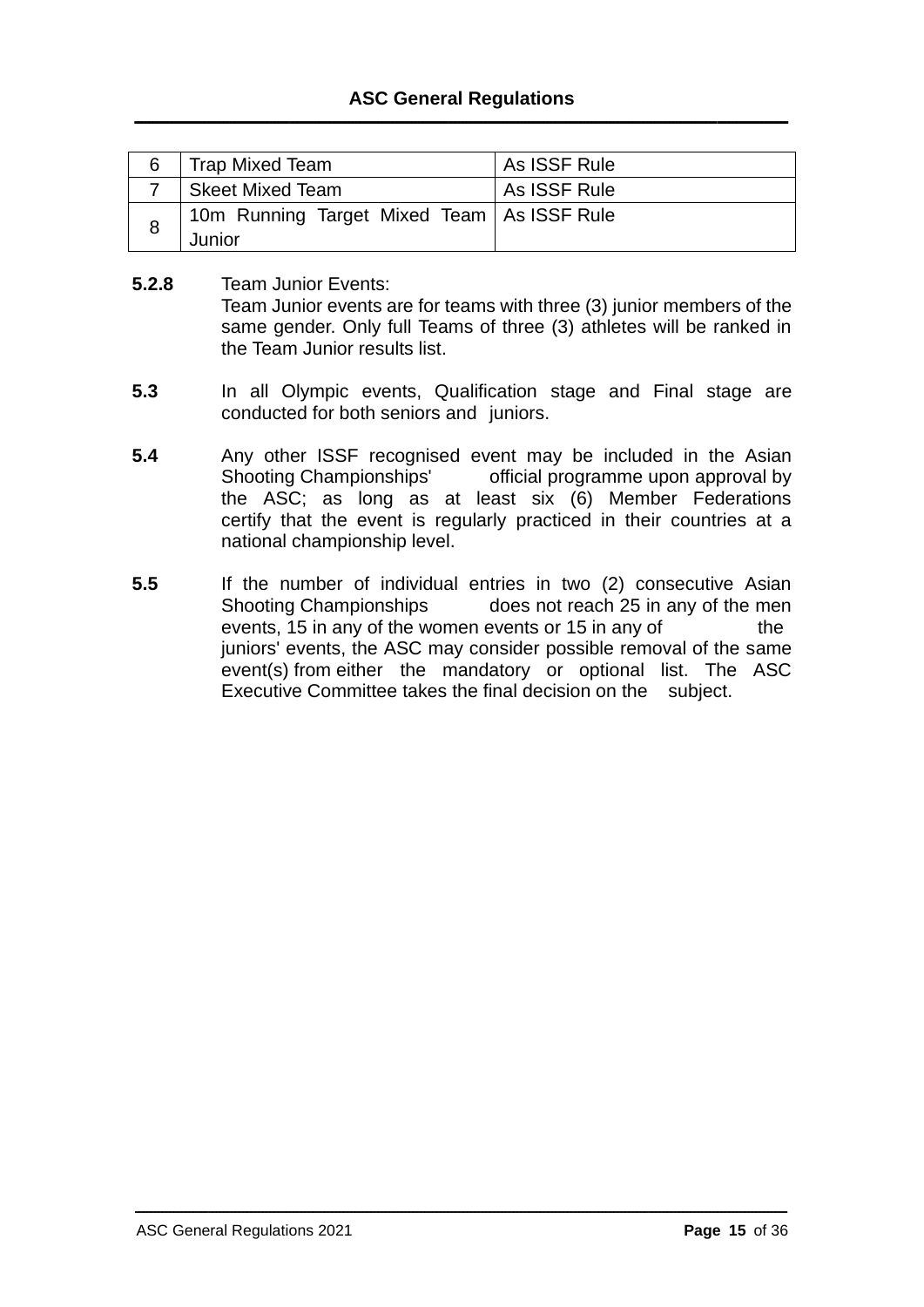| 6 | Trap Mixed Team | As ISSF Rule |
|---|---|---|
| 7 | Skeet Mixed Team | As ISSF Rule |
| 8 | 10m Running Target Mixed Team Junior | As ISSF Rule |

**5.2.8** Team Junior Events:
Team Junior events are for teams with three (3) junior members of the same gender. Only full Teams of three (3) athletes will be ranked in the Team Junior results list.

**5.3** In all Olympic events, Qualification stage and Final stage are conducted for both seniors and juniors.

**5.4** Any other ISSF recognised event may be included in the Asian Shooting Championships' official programme upon approval by the ASC; as long as at least six (6) Member Federations certify that the event is regularly practiced in their countries at a national championship level.

**5.5** If the number of individual entries in two (2) consecutive Asian Shooting Championships does not reach 25 in any of the men events, 15 in any of the women events or 15 in any of the juniors' events, the ASC may consider possible removal of the same event(s) from either the mandatory or optional list. The ASC Executive Committee takes the final decision on the subject.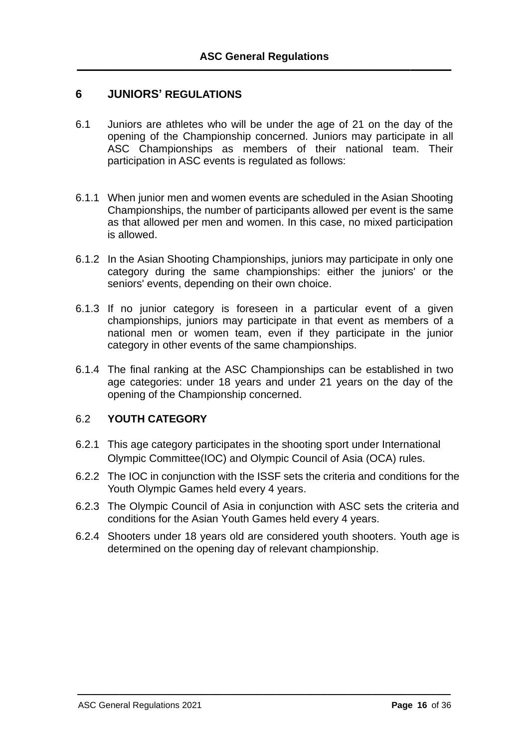## 6 JUNIORS' REGULATIONS

6.1 Juniors are athletes who will be under the age of 21 on the day of the opening of the Championship concerned. Juniors may participate in all ASC Championships as members of their national team. Their participation in ASC events is regulated as follows:

6.1.1 When junior men and women events are scheduled in the Asian Shooting Championships, the number of participants allowed per event is the same as that allowed per men and women. In this case, no mixed participation is allowed.

6.1.2 In the Asian Shooting Championships, juniors may participate in only one category during the same championships: either the juniors' or the seniors' events, depending on their own choice.

6.1.3 If no junior category is foreseen in a particular event of a given championships, juniors may participate in that event as members of a national men or women team, even if they participate in the junior category in other events of the same championships.

6.1.4 The final ranking at the ASC Championships can be established in two age categories: under 18 years and under 21 years on the day of the opening of the Championship concerned.

### 6.2 YOUTH CATEGORY

6.2.1 This age category participates in the shooting sport under International Olympic Committee(IOC) and Olympic Council of Asia (OCA) rules.

6.2.2 The IOC in conjunction with the ISSF sets the criteria and conditions for the Youth Olympic Games held every 4 years.

6.2.3 The Olympic Council of Asia in conjunction with ASC sets the criteria and conditions for the Asian Youth Games held every 4 years.

6.2.4 Shooters under 18 years old are considered youth shooters. Youth age is determined on the opening day of relevant championship.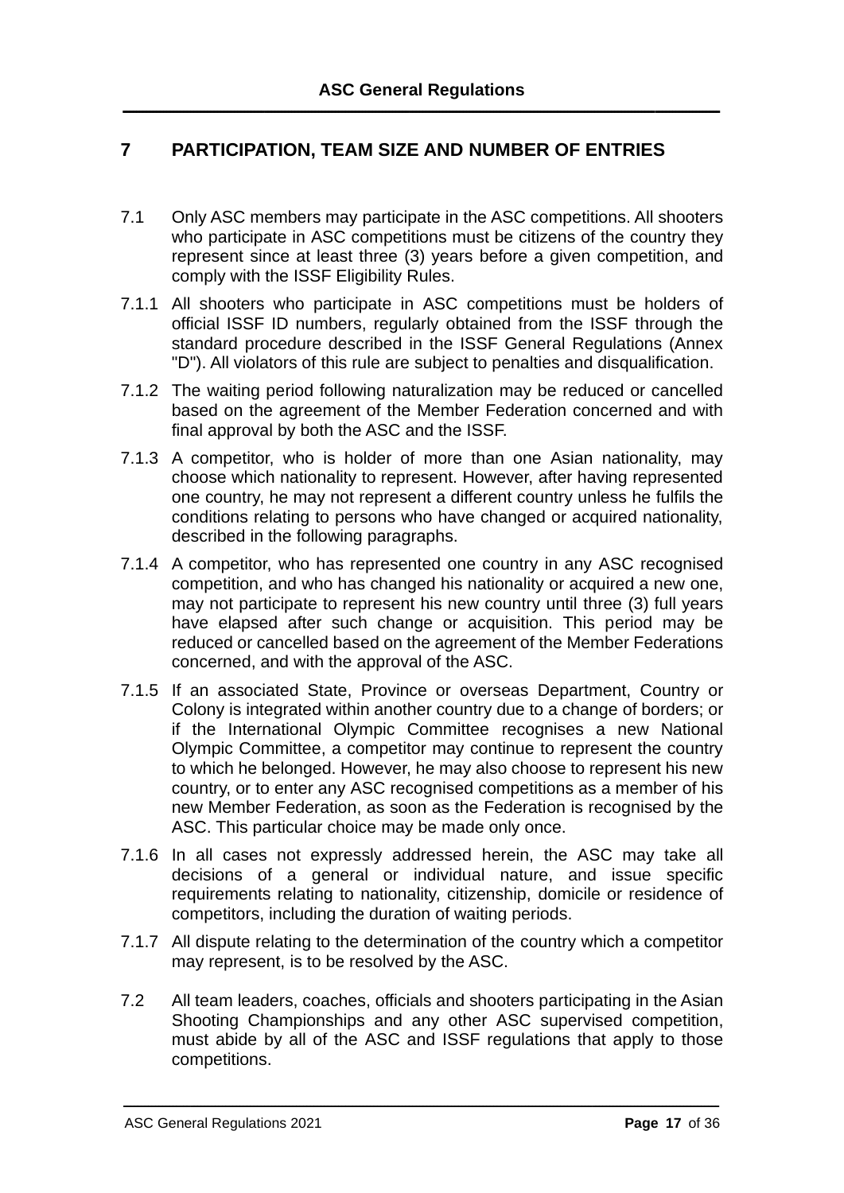# 7 PARTICIPATION, TEAM SIZE AND NUMBER OF ENTRIES

7.1 Only ASC members may participate in the ASC competitions. All shooters who participate in ASC competitions must be citizens of the country they represent since at least three (3) years before a given competition, and comply with the ISSF Eligibility Rules.

7.1.1 All shooters who participate in ASC competitions must be holders of official ISSF ID numbers, regularly obtained from the ISSF through the standard procedure described in the ISSF General Regulations (Annex "D"). All violators of this rule are subject to penalties and disqualification.

7.1.2 The waiting period following naturalization may be reduced or cancelled based on the agreement of the Member Federation concerned and with final approval by both the ASC and the ISSF.

7.1.3 A competitor, who is holder of more than one Asian nationality, may choose which nationality to represent. However, after having represented one country, he may not represent a different country unless he fulfils the conditions relating to persons who have changed or acquired nationality, described in the following paragraphs.

7.1.4 A competitor, who has represented one country in any ASC recognised competition, and who has changed his nationality or acquired a new one, may not participate to represent his new country until three (3) full years have elapsed after such change or acquisition. This period may be reduced or cancelled based on the agreement of the Member Federations concerned, and with the approval of the ASC.

7.1.5 If an associated State, Province or overseas Department, Country or Colony is integrated within another country due to a change of borders; or if the International Olympic Committee recognises a new National Olympic Committee, a competitor may continue to represent the country to which he belonged. However, he may also choose to represent his new country, or to enter any ASC recognised competitions as a member of his new Member Federation, as soon as the Federation is recognised by the ASC. This particular choice may be made only once.

7.1.6 In all cases not expressly addressed herein, the ASC may take all decisions of a general or individual nature, and issue specific requirements relating to nationality, citizenship, domicile or residence of competitors, including the duration of waiting periods.

7.1.7 All dispute relating to the determination of the country which a competitor may represent, is to be resolved by the ASC.

7.2 All team leaders, coaches, officials and shooters participating in the Asian Shooting Championships and any other ASC supervised competition, must abide by all of the ASC and ISSF regulations that apply to those competitions.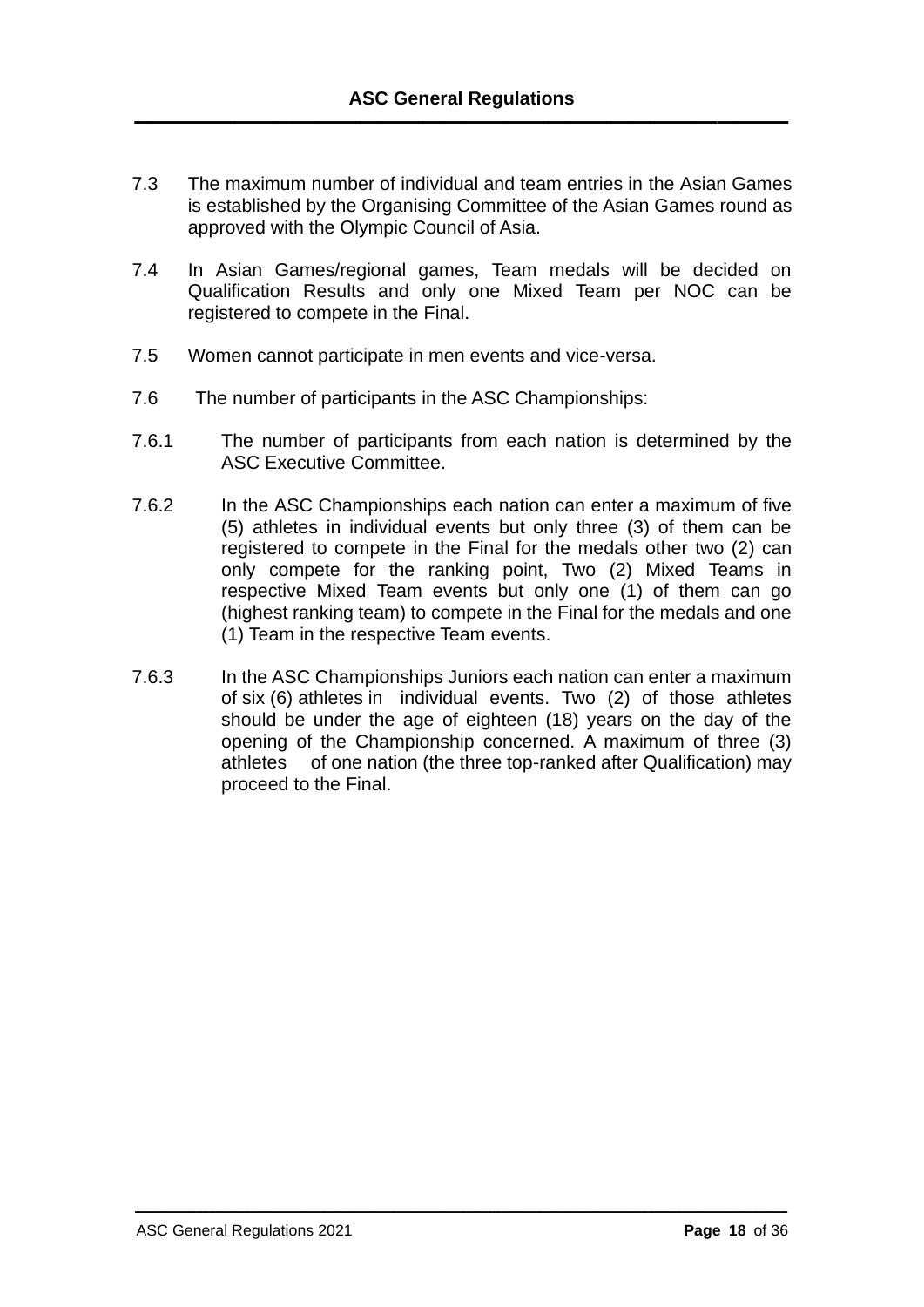7.3 The maximum number of individual and team entries in the Asian Games is established by the Organising Committee of the Asian Games round as approved with the Olympic Council of Asia.

7.4 In Asian Games/regional games, Team medals will be decided on Qualification Results and only one Mixed Team per NOC can be registered to compete in the Final.

7.5 Women cannot participate in men events and vice-versa.

7.6 The number of participants in the ASC Championships:

7.6.1 The number of participants from each nation is determined by the ASC Executive Committee.

7.6.2 In the ASC Championships each nation can enter a maximum of five (5) athletes in individual events but only three (3) of them can be registered to compete in the Final for the medals other two (2) can only compete for the ranking point, Two (2) Mixed Teams in respective Mixed Team events but only one (1) of them can go (highest ranking team) to compete in the Final for the medals and one (1) Team in the respective Team events.

7.6.3 In the ASC Championships Juniors each nation can enter a maximum of six (6) athletes in individual events. Two (2) of those athletes should be under the age of eighteen (18) years on the day of the opening of the Championship concerned. A maximum of three (3) athletes of one nation (the three top-ranked after Qualification) may proceed to the Final.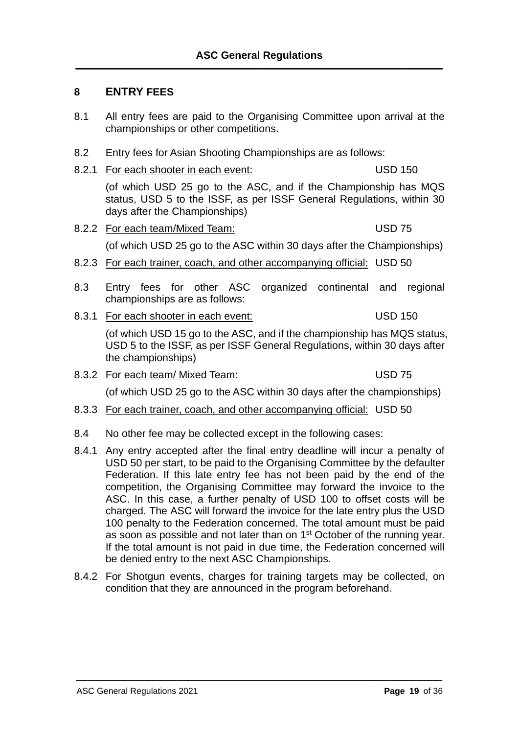## 8 ENTRY FEES

8.1 All entry fees are paid to the Organising Committee upon arrival at the championships or other competitions.

8.2 Entry fees for Asian Shooting Championships are as follows:

8.2.1 For each shooter in each event: USD 150

(of which USD 25 go to the ASC, and if the Championship has MQS status, USD 5 to the ISSF, as per ISSF General Regulations, within 30 days after the Championships)

8.2.2 For each team/Mixed Team: USD 75

(of which USD 25 go to the ASC within 30 days after the Championships)

8.2.3 For each trainer, coach, and other accompanying official: USD 50

8.3 Entry fees for other ASC organized continental and regional championships are as follows:

8.3.1 For each shooter in each event: USD 150

(of which USD 15 go to the ASC, and if the championship has MQS status, USD 5 to the ISSF, as per ISSF General Regulations, within 30 days after the championships)

8.3.2 For each team/ Mixed Team: USD 75

(of which USD 25 go to the ASC within 30 days after the championships)

8.3.3 For each trainer, coach, and other accompanying official: USD 50

8.4 No other fee may be collected except in the following cases:

8.4.1 Any entry accepted after the final entry deadline will incur a penalty of USD 50 per start, to be paid to the Organising Committee by the defaulter Federation. If this late entry fee has not been paid by the end of the competition, the Organising Committee may forward the invoice to the ASC. In this case, a further penalty of USD 100 to offset costs will be charged. The ASC will forward the invoice for the late entry plus the USD 100 penalty to the Federation concerned. The total amount must be paid as soon as possible and not later than on 1st October of the running year. If the total amount is not paid in due time, the Federation concerned will be denied entry to the next ASC Championships.

8.4.2 For Shotgun events, charges for training targets may be collected, on condition that they are announced in the program beforehand.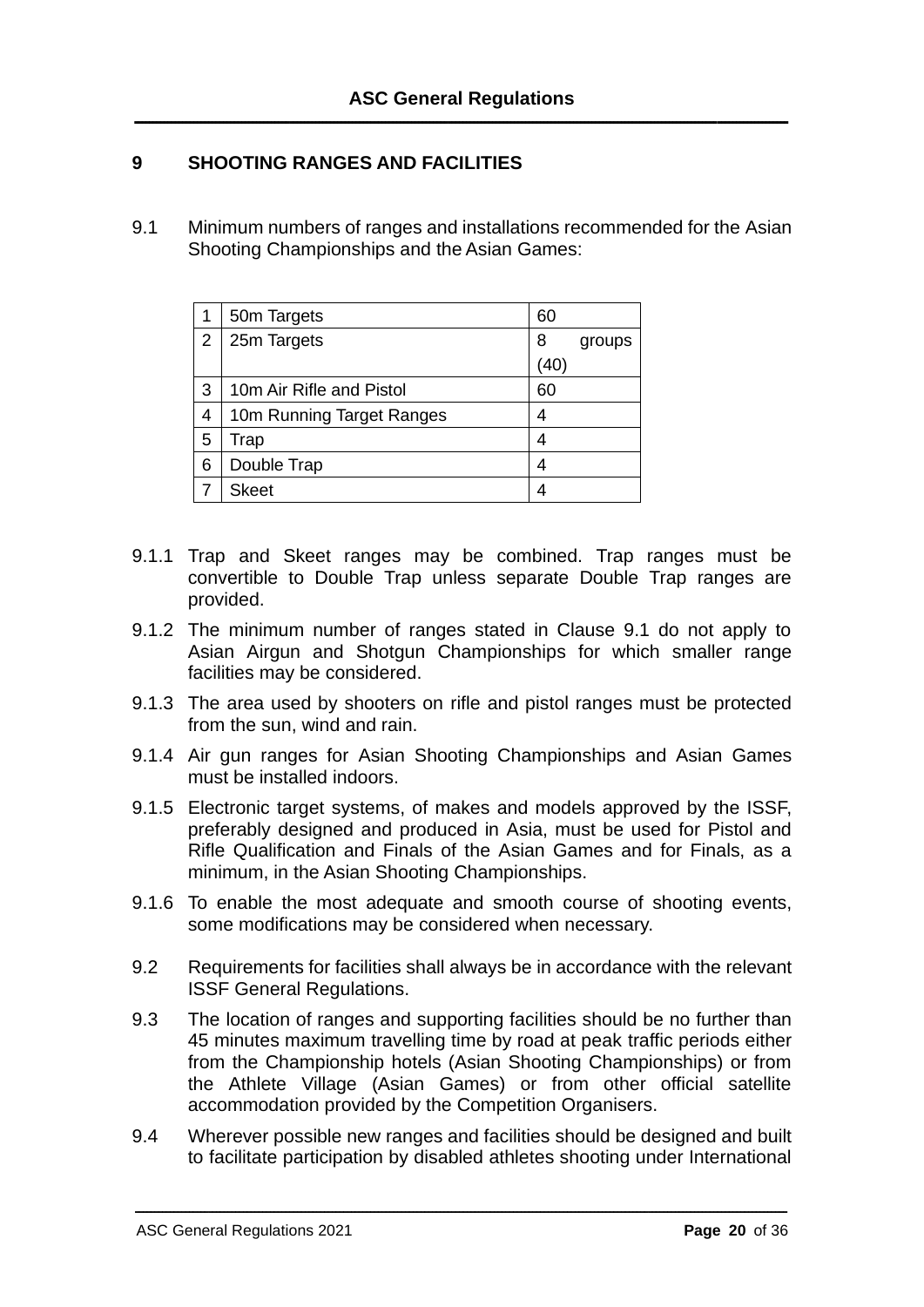## 9 SHOOTING RANGES AND FACILITIES

9.1 Minimum numbers of ranges and installations recommended for the Asian Shooting Championships and the Asian Games:

| | | |
|---|---|---|
| 1 | 50m Targets | 60 |
| 2 | 25m Targets | 8 groups (40) |
| 3 | 10m Air Rifle and Pistol | 60 |
| 4 | 10m Running Target Ranges | 4 |
| 5 | Trap | 4 |
| 6 | Double Trap | 4 |
| 7 | Skeet | 4 |

9.1.1 Trap and Skeet ranges may be combined. Trap ranges must be convertible to Double Trap unless separate Double Trap ranges are provided.

9.1.2 The minimum number of ranges stated in Clause 9.1 do not apply to Asian Airgun and Shotgun Championships for which smaller range facilities may be considered.

9.1.3 The area used by shooters on rifle and pistol ranges must be protected from the sun, wind and rain.

9.1.4 Air gun ranges for Asian Shooting Championships and Asian Games must be installed indoors.

9.1.5 Electronic target systems, of makes and models approved by the ISSF, preferably designed and produced in Asia, must be used for Pistol and Rifle Qualification and Finals of the Asian Games and for Finals, as a minimum, in the Asian Shooting Championships.

9.1.6 To enable the most adequate and smooth course of shooting events, some modifications may be considered when necessary.

9.2 Requirements for facilities shall always be in accordance with the relevant ISSF General Regulations.

9.3 The location of ranges and supporting facilities should be no further than 45 minutes maximum travelling time by road at peak traffic periods either from the Championship hotels (Asian Shooting Championships) or from the Athlete Village (Asian Games) or from other official satellite accommodation provided by the Competition Organisers.

9.4 Wherever possible new ranges and facilities should be designed and built to facilitate participation by disabled athletes shooting under International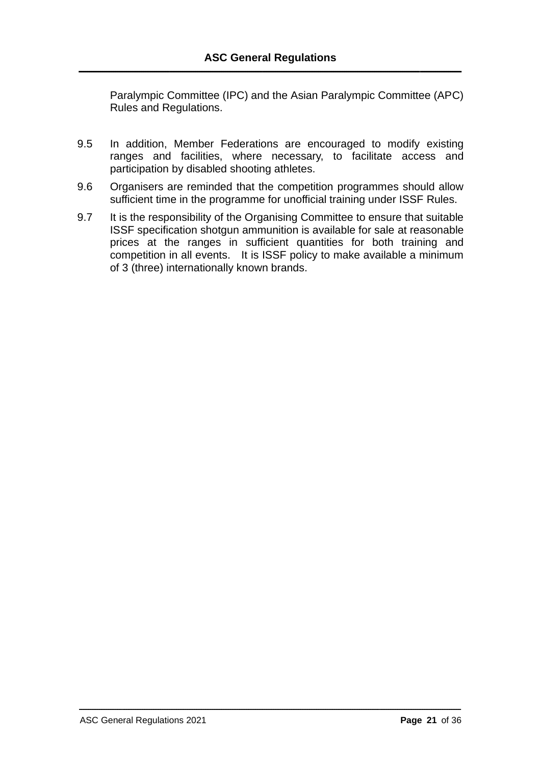Paralympic Committee (IPC) and the Asian Paralympic Committee (APC) Rules and Regulations.

9.5 In addition, Member Federations are encouraged to modify existing ranges and facilities, where necessary, to facilitate access and participation by disabled shooting athletes.

9.6 Organisers are reminded that the competition programmes should allow sufficient time in the programme for unofficial training under ISSF Rules.

9.7 It is the responsibility of the Organising Committee to ensure that suitable ISSF specification shotgun ammunition is available for sale at reasonable prices at the ranges in sufficient quantities for both training and competition in all events. It is ISSF policy to make available a minimum of 3 (three) internationally known brands.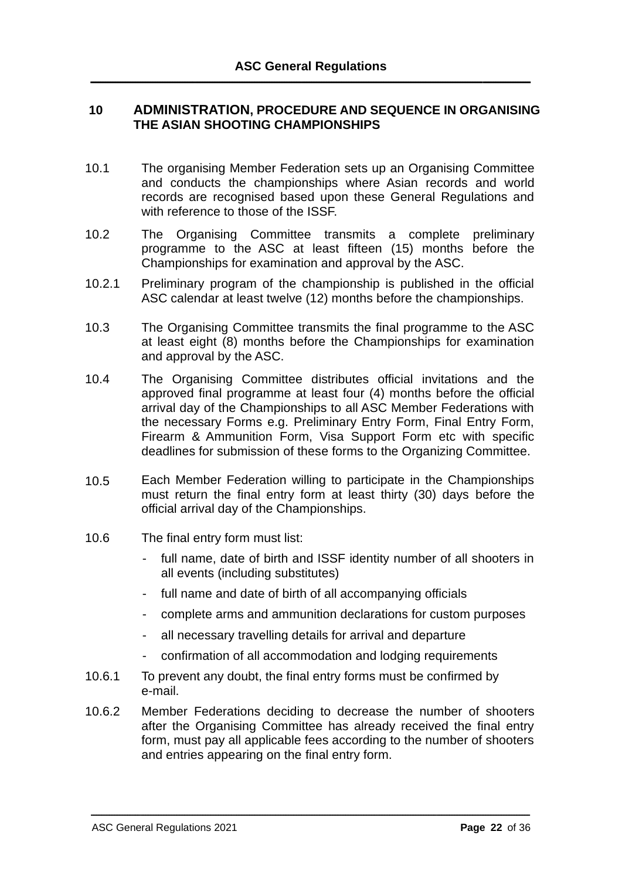## 10 ADMINISTRATION, PROCEDURE AND SEQUENCE IN ORGANISING THE ASIAN SHOOTING CHAMPIONSHIPS

10.1 The organising Member Federation sets up an Organising Committee and conducts the championships where Asian records and world records are recognised based upon these General Regulations and with reference to those of the ISSF.

10.2 The Organising Committee transmits a complete preliminary programme to the ASC at least fifteen (15) months before the Championships for examination and approval by the ASC.

10.2.1 Preliminary program of the championship is published in the official ASC calendar at least twelve (12) months before the championships.

10.3 The Organising Committee transmits the final programme to the ASC at least eight (8) months before the Championships for examination and approval by the ASC.

10.4 The Organising Committee distributes official invitations and the approved final programme at least four (4) months before the official arrival day of the Championships to all ASC Member Federations with the necessary Forms e.g. Preliminary Entry Form, Final Entry Form, Firearm & Ammunition Form, Visa Support Form etc with specific deadlines for submission of these forms to the Organizing Committee.

10.5 Each Member Federation willing to participate in the Championships must return the final entry form at least thirty (30) days before the official arrival day of the Championships.

10.6 The final entry form must list:

- full name, date of birth and ISSF identity number of all shooters in all events (including substitutes)
- full name and date of birth of all accompanying officials
- complete arms and ammunition declarations for custom purposes
- all necessary travelling details for arrival and departure
- confirmation of all accommodation and lodging requirements

10.6.1 To prevent any doubt, the final entry forms must be confirmed by e-mail.

10.6.2 Member Federations deciding to decrease the number of shooters after the Organising Committee has already received the final entry form, must pay all applicable fees according to the number of shooters and entries appearing on the final entry form.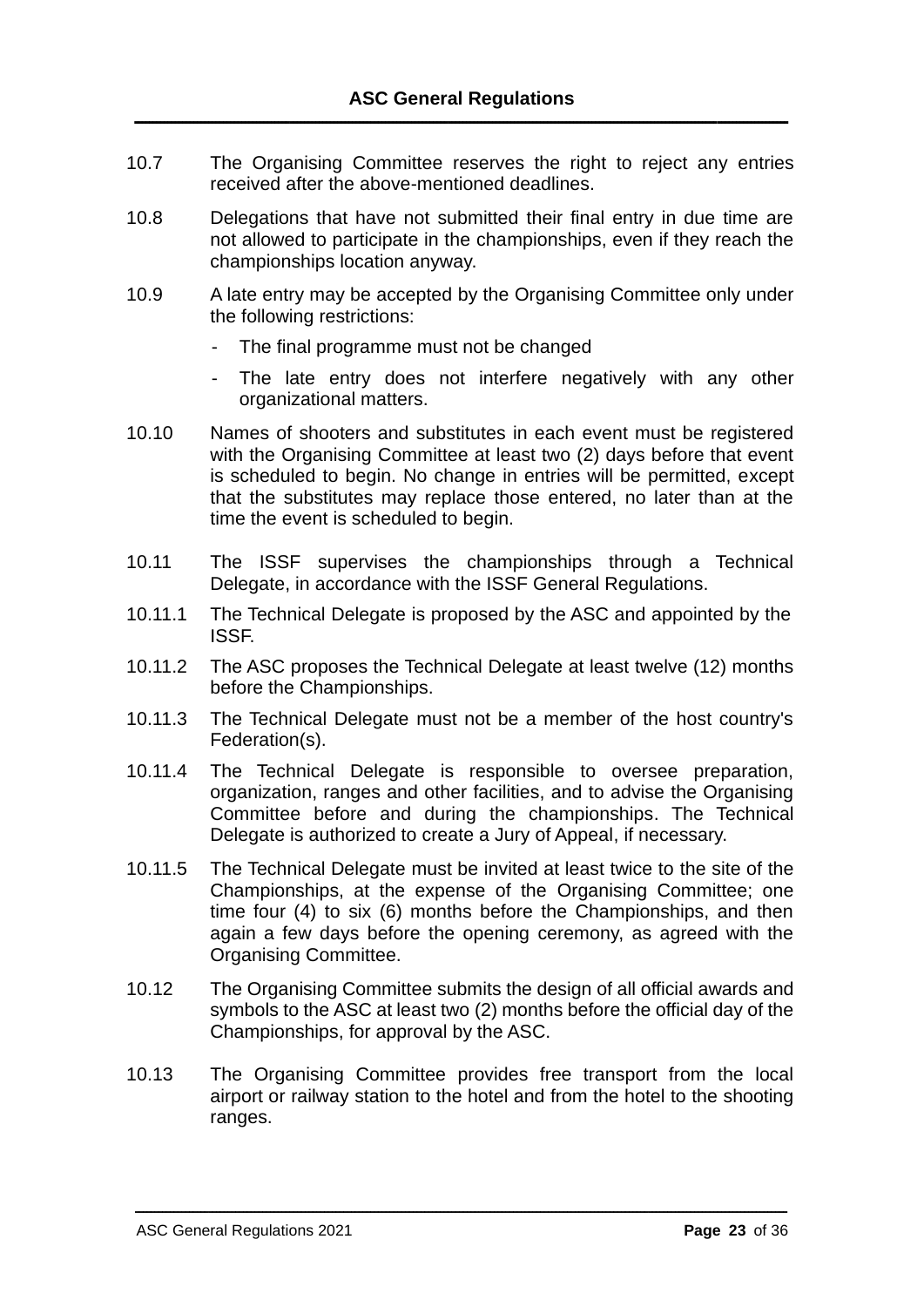10.7 The Organising Committee reserves the right to reject any entries received after the above-mentioned deadlines.

10.8 Delegations that have not submitted their final entry in due time are not allowed to participate in the championships, even if they reach the championships location anyway.

10.9 A late entry may be accepted by the Organising Committee only under the following restrictions:

- The final programme must not be changed
- The late entry does not interfere negatively with any other organizational matters.

10.10 Names of shooters and substitutes in each event must be registered with the Organising Committee at least two (2) days before that event is scheduled to begin. No change in entries will be permitted, except that the substitutes may replace those entered, no later than at the time the event is scheduled to begin.

10.11 The ISSF supervises the championships through a Technical Delegate, in accordance with the ISSF General Regulations.

10.11.1 The Technical Delegate is proposed by the ASC and appointed by the ISSF.

10.11.2 The ASC proposes the Technical Delegate at least twelve (12) months before the Championships.

10.11.3 The Technical Delegate must not be a member of the host country's Federation(s).

10.11.4 The Technical Delegate is responsible to oversee preparation, organization, ranges and other facilities, and to advise the Organising Committee before and during the championships. The Technical Delegate is authorized to create a Jury of Appeal, if necessary.

10.11.5 The Technical Delegate must be invited at least twice to the site of the Championships, at the expense of the Organising Committee; one time four (4) to six (6) months before the Championships, and then again a few days before the opening ceremony, as agreed with the Organising Committee.

10.12 The Organising Committee submits the design of all official awards and symbols to the ASC at least two (2) months before the official day of the Championships, for approval by the ASC.

10.13 The Organising Committee provides free transport from the local airport or railway station to the hotel and from the hotel to the shooting ranges.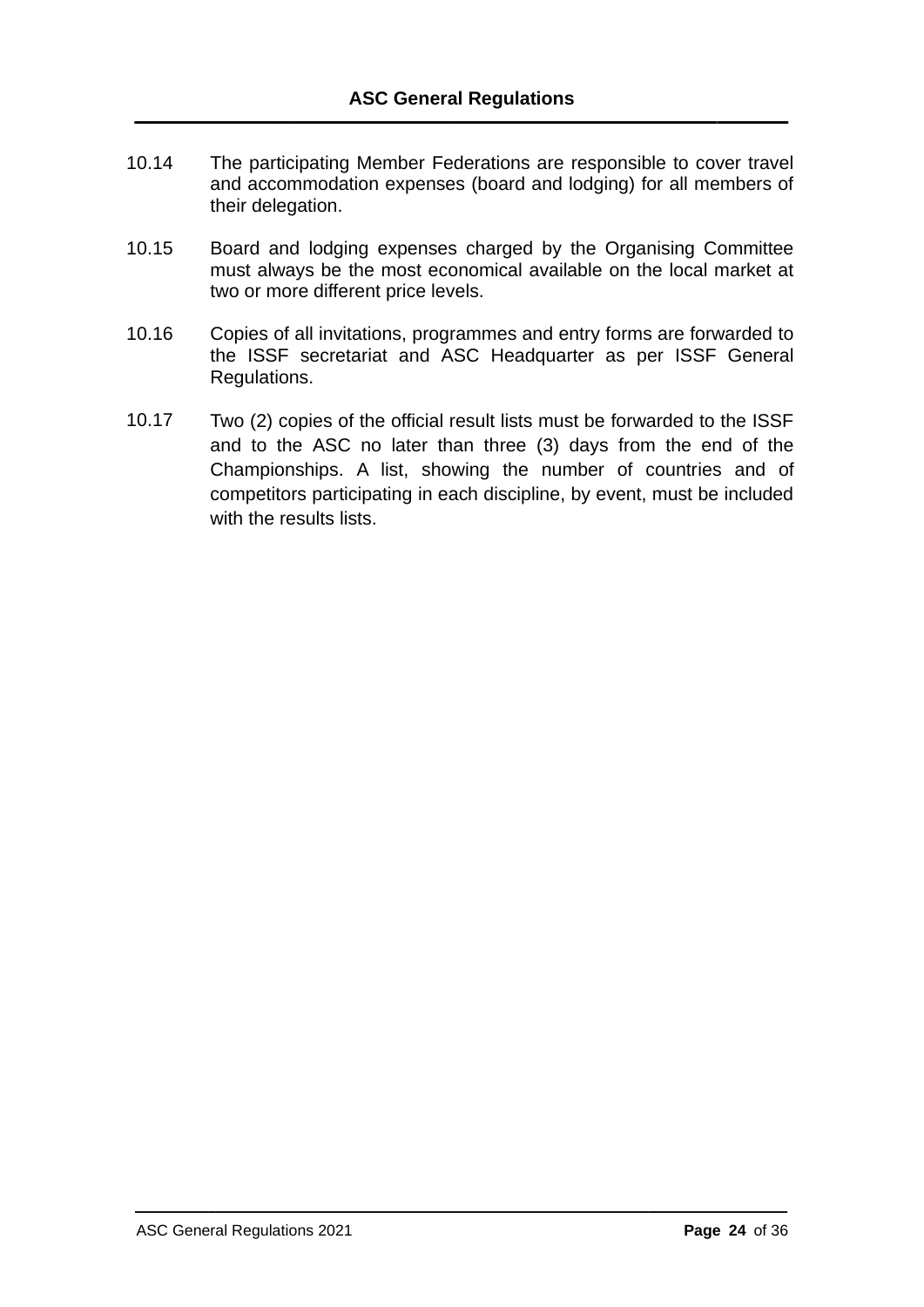10.14 The participating Member Federations are responsible to cover travel and accommodation expenses (board and lodging) for all members of their delegation.

10.15 Board and lodging expenses charged by the Organising Committee must always be the most economical available on the local market at two or more different price levels.

10.16 Copies of all invitations, programmes and entry forms are forwarded to the ISSF secretariat and ASC Headquarter as per ISSF General Regulations.

10.17 Two (2) copies of the official result lists must be forwarded to the ISSF and to the ASC no later than three (3) days from the end of the Championships. A list, showing the number of countries and of competitors participating in each discipline, by event, must be included with the results lists.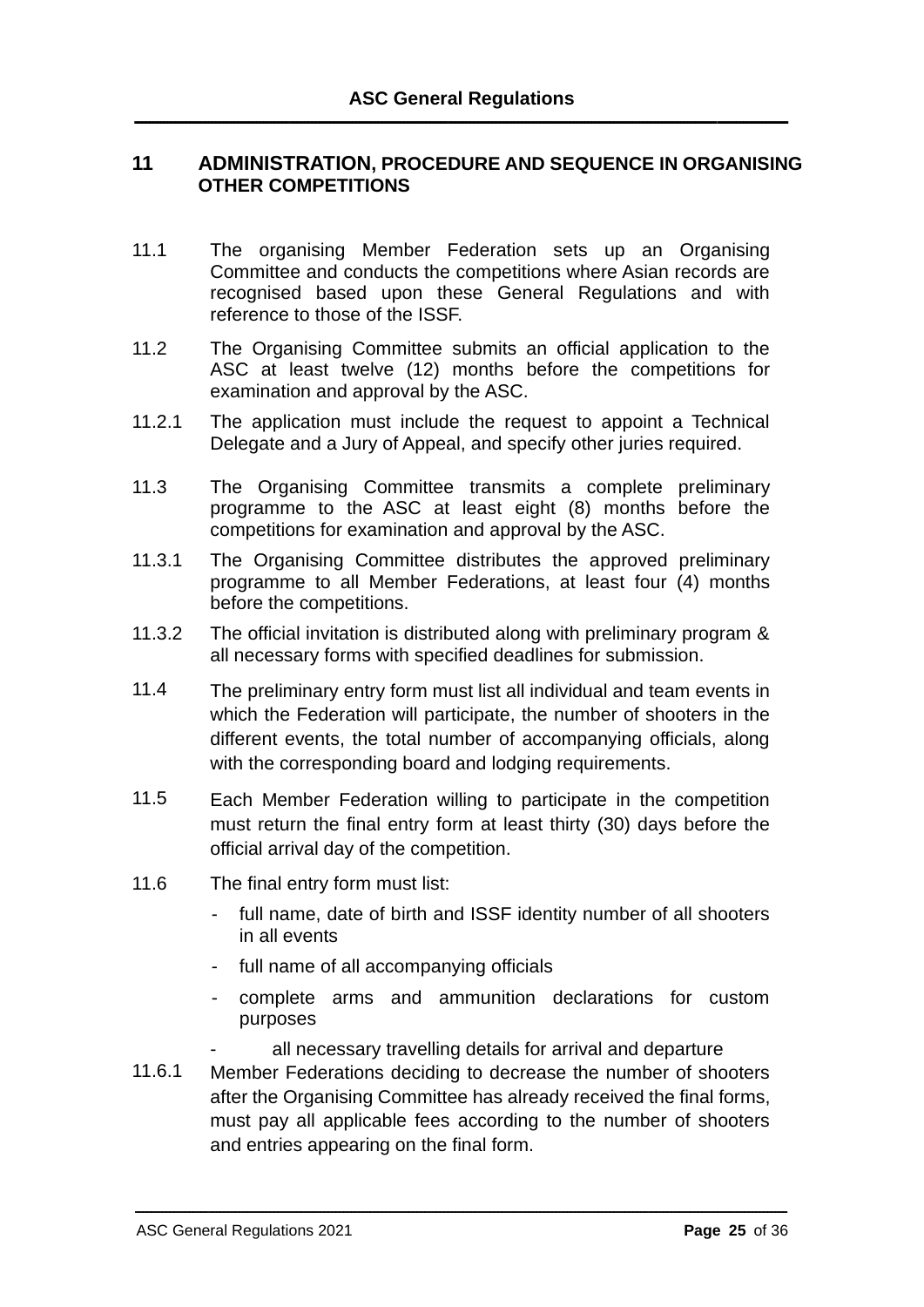## 11 ADMINISTRATION, PROCEDURE AND SEQUENCE IN ORGANISING OTHER COMPETITIONS

11.1 The organising Member Federation sets up an Organising Committee and conducts the competitions where Asian records are recognised based upon these General Regulations and with reference to those of the ISSF.

11.2 The Organising Committee submits an official application to the ASC at least twelve (12) months before the competitions for examination and approval by the ASC.

11.2.1 The application must include the request to appoint a Technical Delegate and a Jury of Appeal, and specify other juries required.

11.3 The Organising Committee transmits a complete preliminary programme to the ASC at least eight (8) months before the competitions for examination and approval by the ASC.

11.3.1 The Organising Committee distributes the approved preliminary programme to all Member Federations, at least four (4) months before the competitions.

11.3.2 The official invitation is distributed along with preliminary program & all necessary forms with specified deadlines for submission.

11.4 The preliminary entry form must list all individual and team events in which the Federation will participate, the number of shooters in the different events, the total number of accompanying officials, along with the corresponding board and lodging requirements.

11.5 Each Member Federation willing to participate in the competition must return the final entry form at least thirty (30) days before the official arrival day of the competition.

11.6 The final entry form must list:

- full name, date of birth and ISSF identity number of all shooters in all events
- full name of all accompanying officials
- complete arms and ammunition declarations for custom purposes
- all necessary travelling details for arrival and departure

11.6.1 Member Federations deciding to decrease the number of shooters after the Organising Committee has already received the final forms, must pay all applicable fees according to the number of shooters and entries appearing on the final form.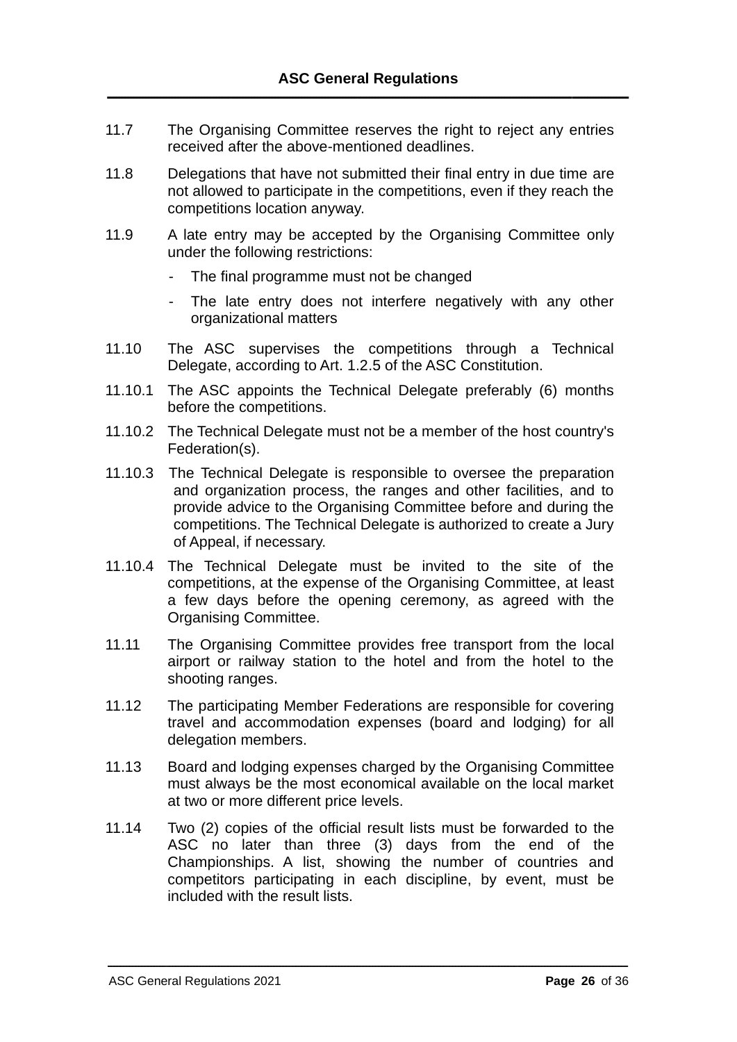11.7 The Organising Committee reserves the right to reject any entries received after the above-mentioned deadlines.

11.8 Delegations that have not submitted their final entry in due time are not allowed to participate in the competitions, even if they reach the competitions location anyway.

11.9 A late entry may be accepted by the Organising Committee only under the following restrictions:

- The final programme must not be changed
- The late entry does not interfere negatively with any other organizational matters

11.10 The ASC supervises the competitions through a Technical Delegate, according to Art. 1.2.5 of the ASC Constitution.

11.10.1 The ASC appoints the Technical Delegate preferably (6) months before the competitions.

11.10.2 The Technical Delegate must not be a member of the host country's Federation(s).

11.10.3 The Technical Delegate is responsible to oversee the preparation and organization process, the ranges and other facilities, and to provide advice to the Organising Committee before and during the competitions. The Technical Delegate is authorized to create a Jury of Appeal, if necessary.

11.10.4 The Technical Delegate must be invited to the site of the competitions, at the expense of the Organising Committee, at least a few days before the opening ceremony, as agreed with the Organising Committee.

11.11 The Organising Committee provides free transport from the local airport or railway station to the hotel and from the hotel to the shooting ranges.

11.12 The participating Member Federations are responsible for covering travel and accommodation expenses (board and lodging) for all delegation members.

11.13 Board and lodging expenses charged by the Organising Committee must always be the most economical available on the local market at two or more different price levels.

11.14 Two (2) copies of the official result lists must be forwarded to the ASC no later than three (3) days from the end of the Championships. A list, showing the number of countries and competitors participating in each discipline, by event, must be included with the result lists.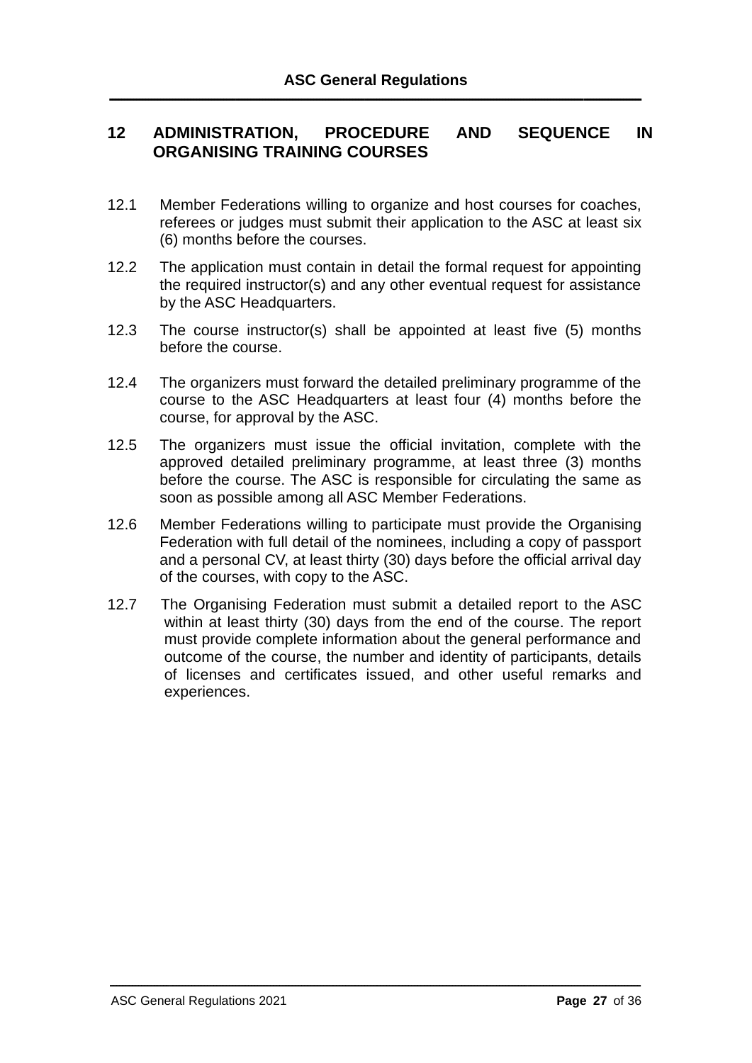## 12 ADMINISTRATION, PROCEDURE AND SEQUENCE IN ORGANISING TRAINING COURSES

12.1 Member Federations willing to organize and host courses for coaches, referees or judges must submit their application to the ASC at least six (6) months before the courses.

12.2 The application must contain in detail the formal request for appointing the required instructor(s) and any other eventual request for assistance by the ASC Headquarters.

12.3 The course instructor(s) shall be appointed at least five (5) months before the course.

12.4 The organizers must forward the detailed preliminary programme of the course to the ASC Headquarters at least four (4) months before the course, for approval by the ASC.

12.5 The organizers must issue the official invitation, complete with the approved detailed preliminary programme, at least three (3) months before the course. The ASC is responsible for circulating the same as soon as possible among all ASC Member Federations.

12.6 Member Federations willing to participate must provide the Organising Federation with full detail of the nominees, including a copy of passport and a personal CV, at least thirty (30) days before the official arrival day of the courses, with copy to the ASC.

12.7 The Organising Federation must submit a detailed report to the ASC within at least thirty (30) days from the end of the course. The report must provide complete information about the general performance and outcome of the course, the number and identity of participants, details of licenses and certificates issued, and other useful remarks and experiences.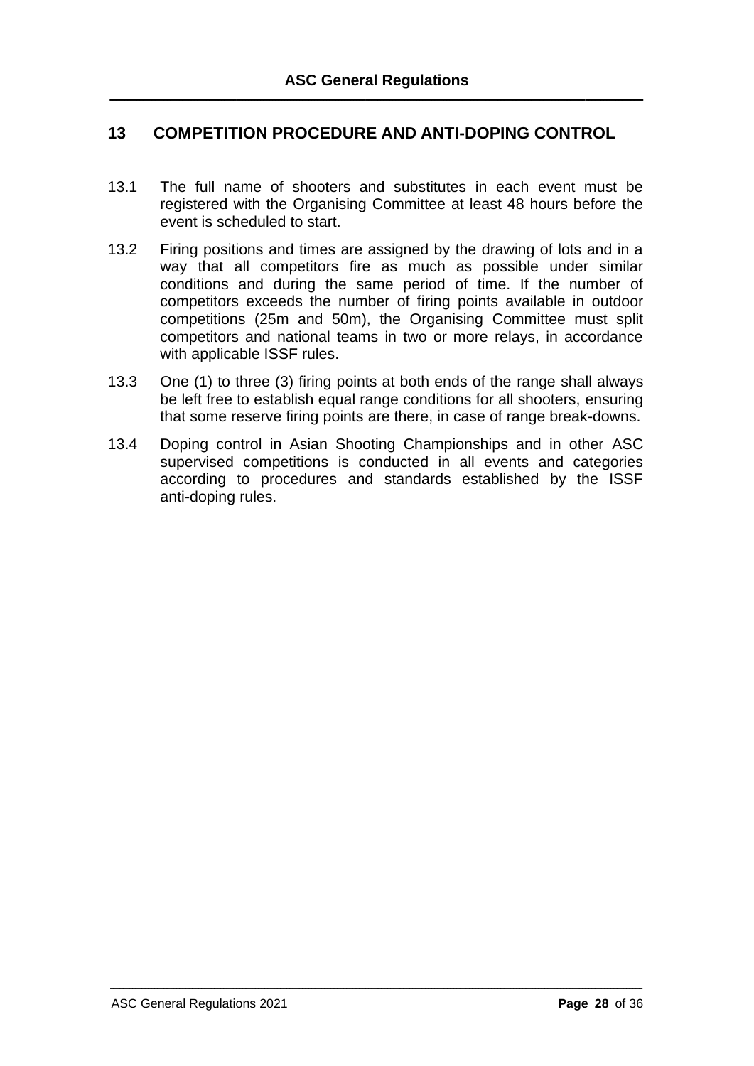## 13 COMPETITION PROCEDURE AND ANTI-DOPING CONTROL

13.1 The full name of shooters and substitutes in each event must be registered with the Organising Committee at least 48 hours before the event is scheduled to start.

13.2 Firing positions and times are assigned by the drawing of lots and in a way that all competitors fire as much as possible under similar conditions and during the same period of time. If the number of competitors exceeds the number of firing points available in outdoor competitions (25m and 50m), the Organising Committee must split competitors and national teams in two or more relays, in accordance with applicable ISSF rules.

13.3 One (1) to three (3) firing points at both ends of the range shall always be left free to establish equal range conditions for all shooters, ensuring that some reserve firing points are there, in case of range break-downs.

13.4 Doping control in Asian Shooting Championships and in other ASC supervised competitions is conducted in all events and categories according to procedures and standards established by the ISSF anti-doping rules.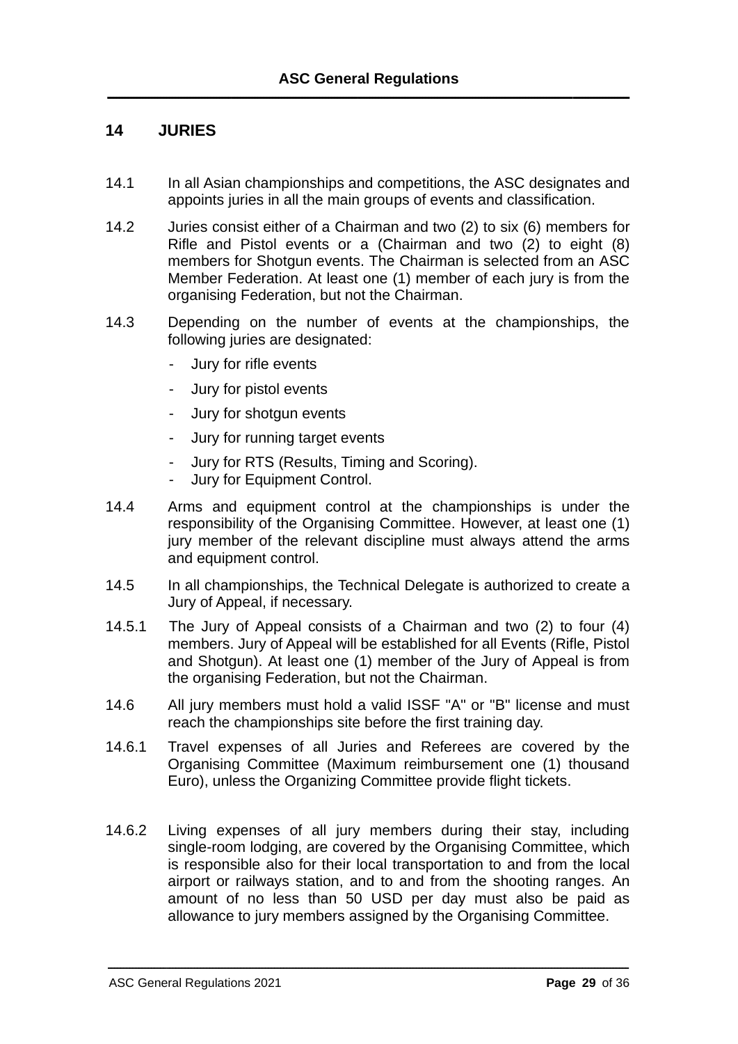## 14 JURIES

14.1 In all Asian championships and competitions, the ASC designates and appoints juries in all the main groups of events and classification.

14.2 Juries consist either of a Chairman and two (2) to six (6) members for Rifle and Pistol events or a (Chairman and two (2) to eight (8) members for Shotgun events. The Chairman is selected from an ASC Member Federation. At least one (1) member of each jury is from the organising Federation, but not the Chairman.

14.3 Depending on the number of events at the championships, the following juries are designated:

- Jury for rifle events
- Jury for pistol events
- Jury for shotgun events
- Jury for running target events
- Jury for RTS (Results, Timing and Scoring).
- Jury for Equipment Control.

14.4 Arms and equipment control at the championships is under the responsibility of the Organising Committee. However, at least one (1) jury member of the relevant discipline must always attend the arms and equipment control.

14.5 In all championships, the Technical Delegate is authorized to create a Jury of Appeal, if necessary.

14.5.1 The Jury of Appeal consists of a Chairman and two (2) to four (4) members. Jury of Appeal will be established for all Events (Rifle, Pistol and Shotgun). At least one (1) member of the Jury of Appeal is from the organising Federation, but not the Chairman.

14.6 All jury members must hold a valid ISSF "A" or "B" license and must reach the championships site before the first training day.

14.6.1 Travel expenses of all Juries and Referees are covered by the Organising Committee (Maximum reimbursement one (1) thousand Euro), unless the Organizing Committee provide flight tickets.

14.6.2 Living expenses of all jury members during their stay, including single-room lodging, are covered by the Organising Committee, which is responsible also for their local transportation to and from the local airport or railways station, and to and from the shooting ranges. An amount of no less than 50 USD per day must also be paid as allowance to jury members assigned by the Organising Committee.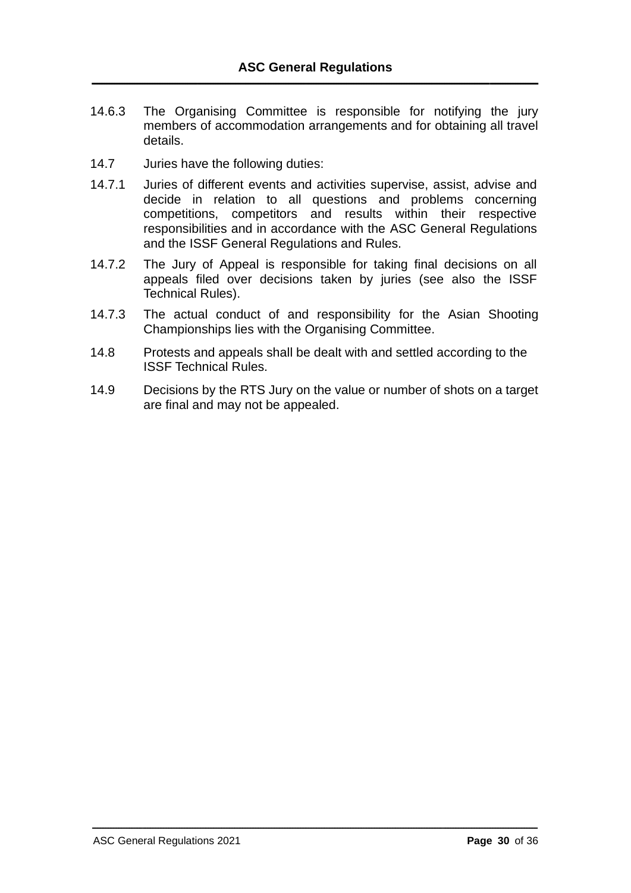14.6.3 The Organising Committee is responsible for notifying the jury members of accommodation arrangements and for obtaining all travel details.

14.7 Juries have the following duties:

14.7.1 Juries of different events and activities supervise, assist, advise and decide in relation to all questions and problems concerning competitions, competitors and results within their respective responsibilities and in accordance with the ASC General Regulations and the ISSF General Regulations and Rules.

14.7.2 The Jury of Appeal is responsible for taking final decisions on all appeals filed over decisions taken by juries (see also the ISSF Technical Rules).

14.7.3 The actual conduct of and responsibility for the Asian Shooting Championships lies with the Organising Committee.

14.8 Protests and appeals shall be dealt with and settled according to the ISSF Technical Rules.

14.9 Decisions by the RTS Jury on the value or number of shots on a target are final and may not be appealed.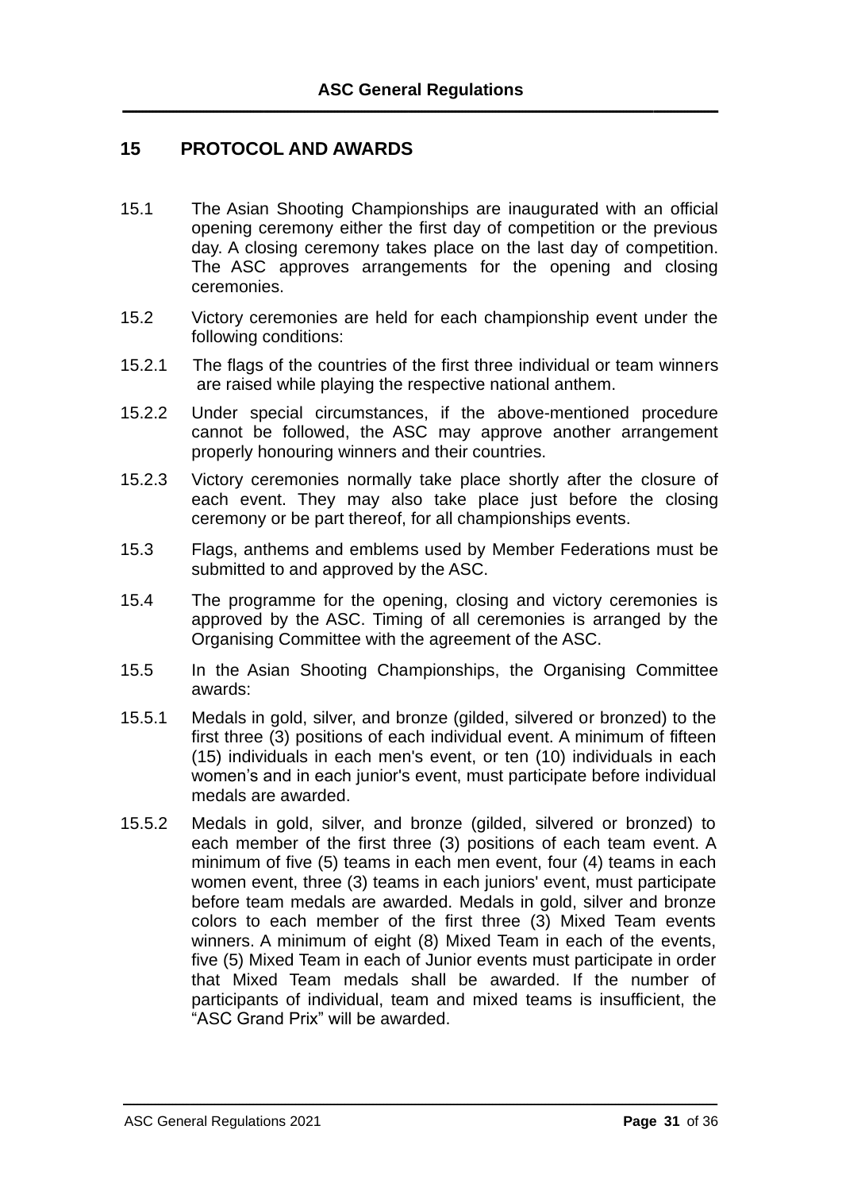## 15 PROTOCOL AND AWARDS

15.1 The Asian Shooting Championships are inaugurated with an official opening ceremony either the first day of competition or the previous day. A closing ceremony takes place on the last day of competition. The ASC approves arrangements for the opening and closing ceremonies.

15.2 Victory ceremonies are held for each championship event under the following conditions:

15.2.1 The flags of the countries of the first three individual or team winners are raised while playing the respective national anthem.

15.2.2 Under special circumstances, if the above-mentioned procedure cannot be followed, the ASC may approve another arrangement properly honouring winners and their countries.

15.2.3 Victory ceremonies normally take place shortly after the closure of each event. They may also take place just before the closing ceremony or be part thereof, for all championships events.

15.3 Flags, anthems and emblems used by Member Federations must be submitted to and approved by the ASC.

15.4 The programme for the opening, closing and victory ceremonies is approved by the ASC. Timing of all ceremonies is arranged by the Organising Committee with the agreement of the ASC.

15.5 In the Asian Shooting Championships, the Organising Committee awards:

15.5.1 Medals in gold, silver, and bronze (gilded, silvered or bronzed) to the first three (3) positions of each individual event. A minimum of fifteen (15) individuals in each men's event, or ten (10) individuals in each women's and in each junior's event, must participate before individual medals are awarded.

15.5.2 Medals in gold, silver, and bronze (gilded, silvered or bronzed) to each member of the first three (3) positions of each team event. A minimum of five (5) teams in each men event, four (4) teams in each women event, three (3) teams in each juniors' event, must participate before team medals are awarded. Medals in gold, silver and bronze colors to each member of the first three (3) Mixed Team events winners. A minimum of eight (8) Mixed Team in each of the events, five (5) Mixed Team in each of Junior events must participate in order that Mixed Team medals shall be awarded. If the number of participants of individual, team and mixed teams is insufficient, the "ASC Grand Prix" will be awarded.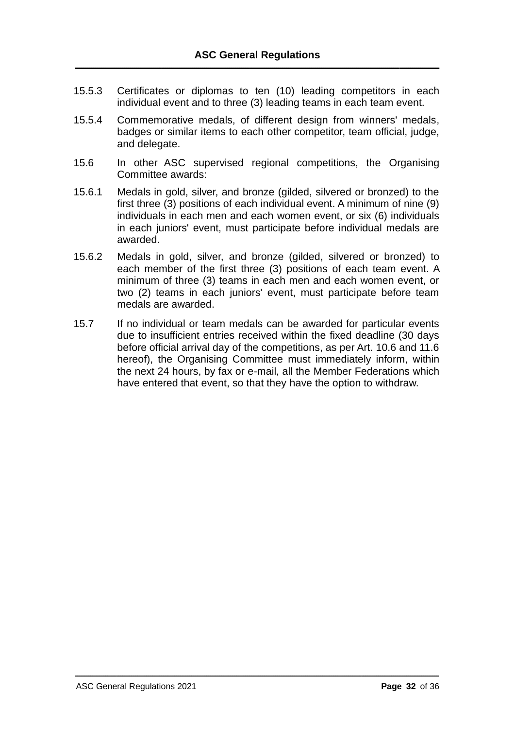15.5.3 Certificates or diplomas to ten (10) leading competitors in each individual event and to three (3) leading teams in each team event.

15.5.4 Commemorative medals, of different design from winners' medals, badges or similar items to each other competitor, team official, judge, and delegate.

15.6 In other ASC supervised regional competitions, the Organising Committee awards:

15.6.1 Medals in gold, silver, and bronze (gilded, silvered or bronzed) to the first three (3) positions of each individual event. A minimum of nine (9) individuals in each men and each women event, or six (6) individuals in each juniors' event, must participate before individual medals are awarded.

15.6.2 Medals in gold, silver, and bronze (gilded, silvered or bronzed) to each member of the first three (3) positions of each team event. A minimum of three (3) teams in each men and each women event, or two (2) teams in each juniors' event, must participate before team medals are awarded.

15.7 If no individual or team medals can be awarded for particular events due to insufficient entries received within the fixed deadline (30 days before official arrival day of the competitions, as per Art. 10.6 and 11.6 hereof), the Organising Committee must immediately inform, within the next 24 hours, by fax or e-mail, all the Member Federations which have entered that event, so that they have the option to withdraw.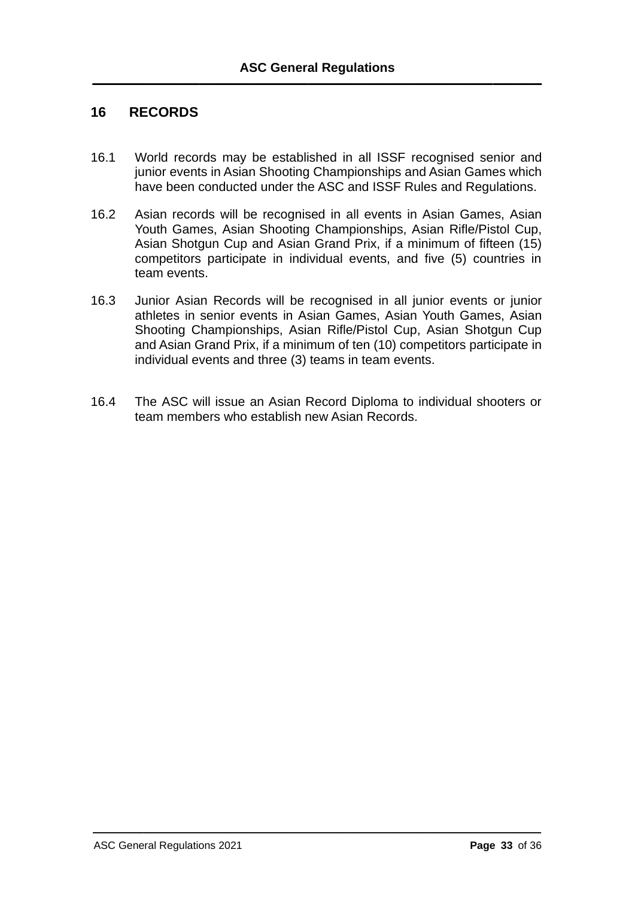## 16 RECORDS

16.1 World records may be established in all ISSF recognised senior and junior events in Asian Shooting Championships and Asian Games which have been conducted under the ASC and ISSF Rules and Regulations.

16.2 Asian records will be recognised in all events in Asian Games, Asian Youth Games, Asian Shooting Championships, Asian Rifle/Pistol Cup, Asian Shotgun Cup and Asian Grand Prix, if a minimum of fifteen (15) competitors participate in individual events, and five (5) countries in team events.

16.3 Junior Asian Records will be recognised in all junior events or junior athletes in senior events in Asian Games, Asian Youth Games, Asian Shooting Championships, Asian Rifle/Pistol Cup, Asian Shotgun Cup and Asian Grand Prix, if a minimum of ten (10) competitors participate in individual events and three (3) teams in team events.

16.4 The ASC will issue an Asian Record Diploma to individual shooters or team members who establish new Asian Records.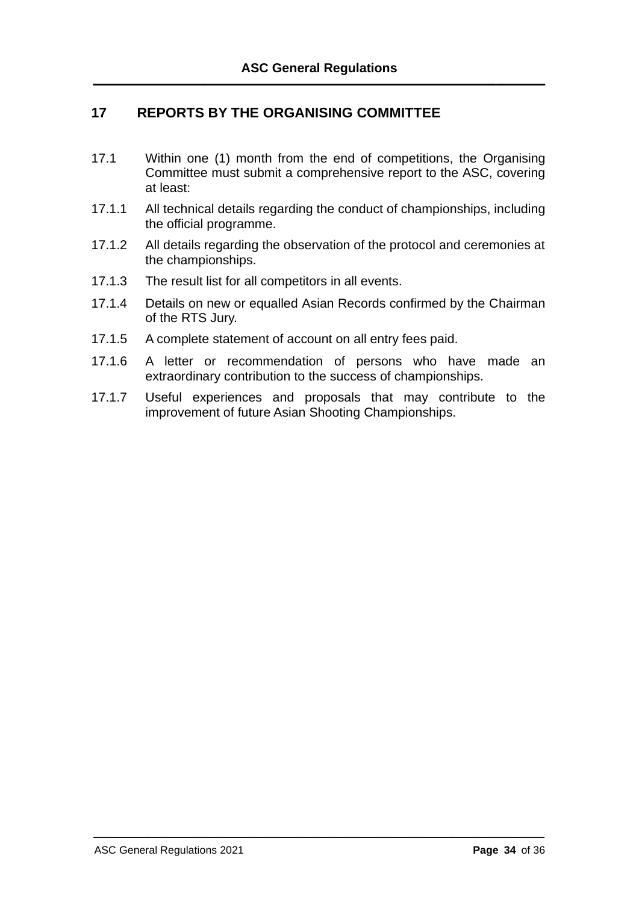## 17 REPORTS BY THE ORGANISING COMMITTEE

17.1 Within one (1) month from the end of competitions, the Organising Committee must submit a comprehensive report to the ASC, covering at least:

17.1.1 All technical details regarding the conduct of championships, including the official programme.

17.1.2 All details regarding the observation of the protocol and ceremonies at the championships.

17.1.3 The result list for all competitors in all events.

17.1.4 Details on new or equalled Asian Records confirmed by the Chairman of the RTS Jury.

17.1.5 A complete statement of account on all entry fees paid.

17.1.6 A letter or recommendation of persons who have made an extraordinary contribution to the success of championships.

17.1.7 Useful experiences and proposals that may contribute to the improvement of future Asian Shooting Championships.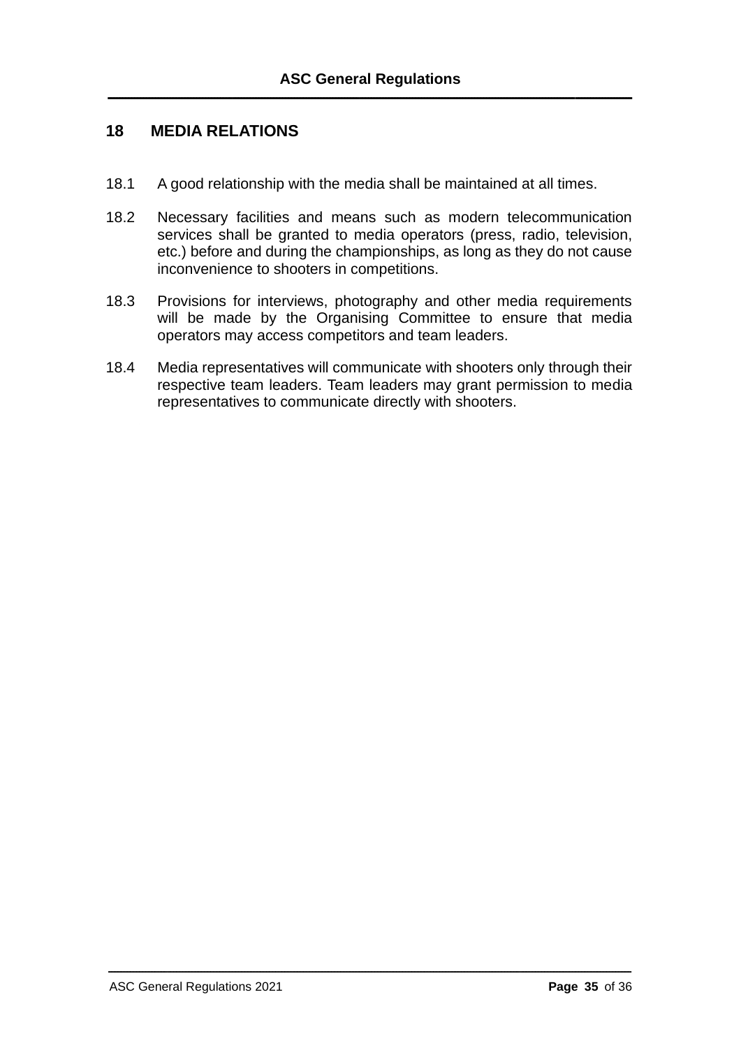## 18 MEDIA RELATIONS

18.1 A good relationship with the media shall be maintained at all times.

18.2 Necessary facilities and means such as modern telecommunication services shall be granted to media operators (press, radio, television, etc.) before and during the championships, as long as they do not cause inconvenience to shooters in competitions.

18.3 Provisions for interviews, photography and other media requirements will be made by the Organising Committee to ensure that media operators may access competitors and team leaders.

18.4 Media representatives will communicate with shooters only through their respective team leaders. Team leaders may grant permission to media representatives to communicate directly with shooters.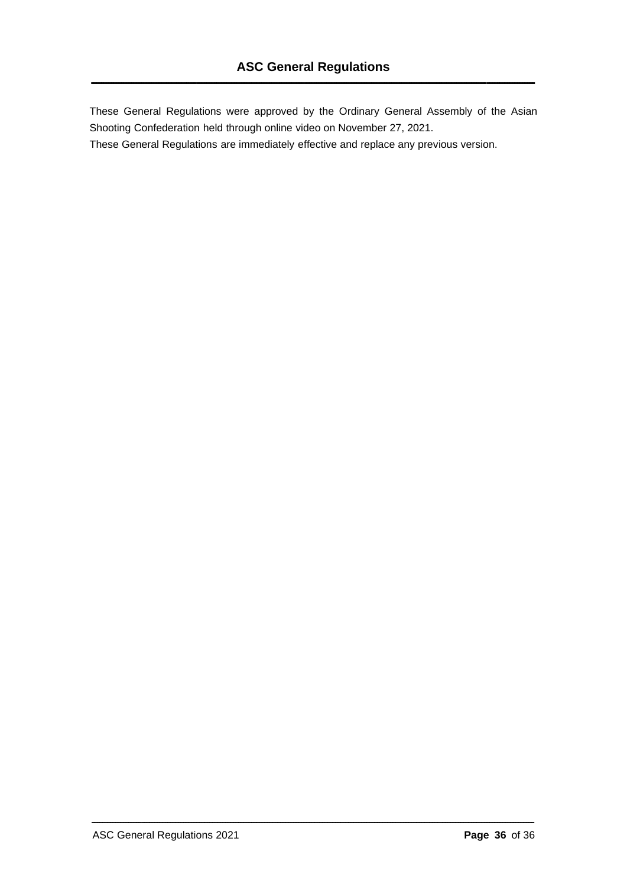These General Regulations were approved by the Ordinary General Assembly of the Asian Shooting Confederation held through online video on November 27, 2021.

These General Regulations are immediately effective and replace any previous version.